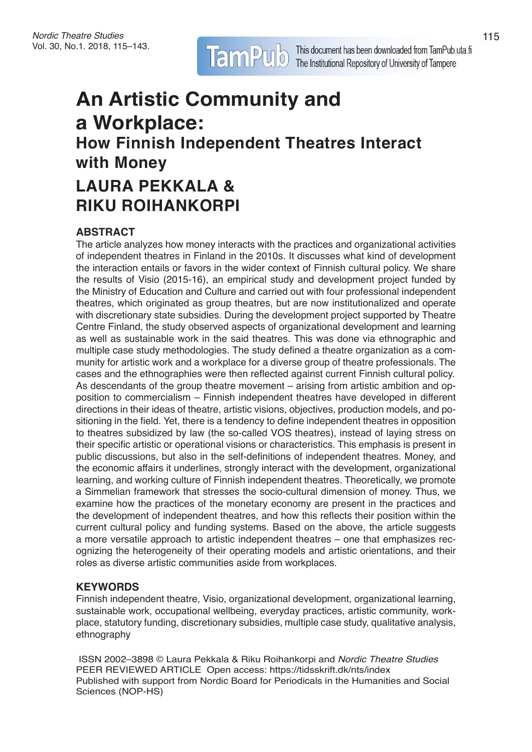# An Artistic Community and a Workplace:

## How Finnish Independent Theatres Interact with Money

## LAURA PEKKALA & RIKU ROIHANKORPI

### ABSTRACT

The article analyzes how money interacts with the practices and organizational activities of independent theatres in Finland in the 2010s. It discusses what kind of development the interaction entails or favors in the wider context of Finnish cultural policy. We share the results of Visio (2015-16), an empirical study and development project funded by the Ministry of Education and Culture and carried out with four professional independent theatres, which originated as group theatres, but are now institutionalized and operate with discretionary state subsidies. During the development project supported by Theatre Centre Finland, the study observed aspects of organizational development and learning as well as sustainable work in the said theatres. This was done via ethnographic and multiple case study methodologies. The study defined a theatre organization as a community for artistic work and a workplace for a diverse group of theatre professionals. The cases and the ethnographies were then reflected against current Finnish cultural policy. As descendants of the group theatre movement – arising from artistic ambition and opposition to commercialism – Finnish independent theatres have developed in different directions in their ideas of theatre, artistic visions, objectives, production models, and positioning in the field. Yet, there is a tendency to define independent theatres in opposition to theatres subsidized by law (the so-called VOS theatres), instead of laying stress on their specific artistic or operational visions or characteristics. This emphasis is present in public discussions, but also in the self-definitions of independent theatres. Money, and the economic affairs it underlines, strongly interact with the development, organizational learning, and working culture of Finnish independent theatres. Theoretically, we promote a Simmelian framework that stresses the socio-cultural dimension of money. Thus, we examine how the practices of the monetary economy are present in the practices and the development of independent theatres, and how this reflects their position within the current cultural policy and funding systems. Based on the above, the article suggests a more versatile approach to artistic independent theatres – one that emphasizes recognizing the heterogeneity of their operating models and artistic orientations, and their roles as diverse artistic communities aside from workplaces.

### KEYWORDS

Finnish independent theatre, Visio, organizational development, organizational learning, sustainable work, occupational wellbeing, everyday practices, artistic community, workplace, statutory funding, discretionary subsidies, multiple case study, qualitative analysis, ethnography

ISSN 2002–3898 © Laura Pekkala & Riku Roihankorpi and *Nordic Theatre Studies*
PEER REVIEWED ARTICLE Open access: https://tidsskrift.dk/nts/index
Published with support from Nordic Board for Periodicals in the Humanities and Social Sciences (NOP-HS)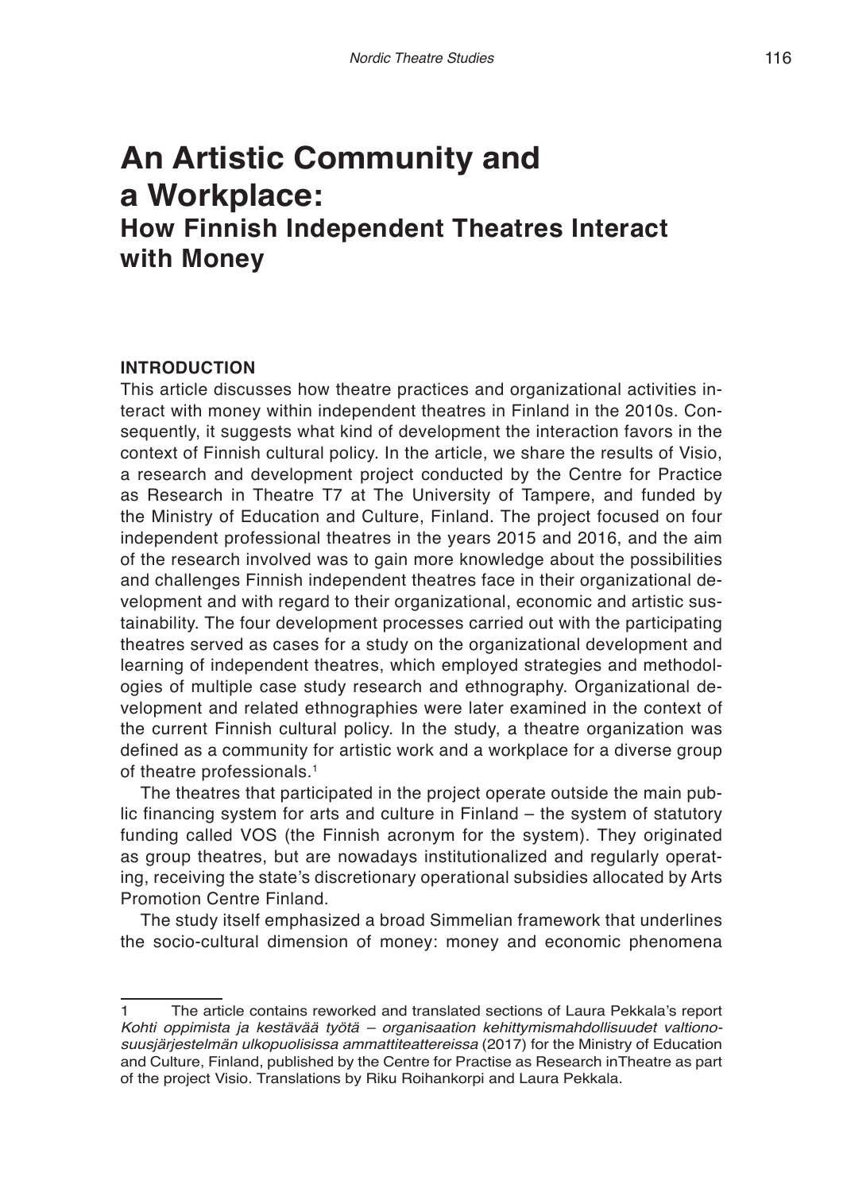# An Artistic Community and a Workplace:
## How Finnish Independent Theatres Interact with Money

### INTRODUCTION

This article discusses how theatre practices and organizational activities interact with money within independent theatres in Finland in the 2010s. Consequently, it suggests what kind of development the interaction favors in the context of Finnish cultural policy. In the article, we share the results of Visio, a research and development project conducted by the Centre for Practice as Research in Theatre T7 at The University of Tampere, and funded by the Ministry of Education and Culture, Finland. The project focused on four independent professional theatres in the years 2015 and 2016, and the aim of the research involved was to gain more knowledge about the possibilities and challenges Finnish independent theatres face in their organizational development and with regard to their organizational, economic and artistic sustainability. The four development processes carried out with the participating theatres served as cases for a study on the organizational development and learning of independent theatres, which employed strategies and methodologies of multiple case study research and ethnography. Organizational development and related ethnographies were later examined in the context of the current Finnish cultural policy. In the study, a theatre organization was defined as a community for artistic work and a workplace for a diverse group of theatre professionals.[1]

The theatres that participated in the project operate outside the main public financing system for arts and culture in Finland – the system of statutory funding called VOS (the Finnish acronym for the system). They originated as group theatres, but are nowadays institutionalized and regularly operating, receiving the state's discretionary operational subsidies allocated by Arts Promotion Centre Finland.

The study itself emphasized a broad Simmelian framework that underlines the socio-cultural dimension of money: money and economic phenomena

---

1 The article contains reworked and translated sections of Laura Pekkala's report *Kohti oppimista ja kestävää työtä – organisaation kehittymismahdollisuudet valtionosuusjärjestelmän ulkopuolisissa ammattiteattereissa* (2017) for the Ministry of Education and Culture, Finland, published by the Centre for Practise as Research inTheatre as part of the project Visio. Translations by Riku Roihankorpi and Laura Pekkala.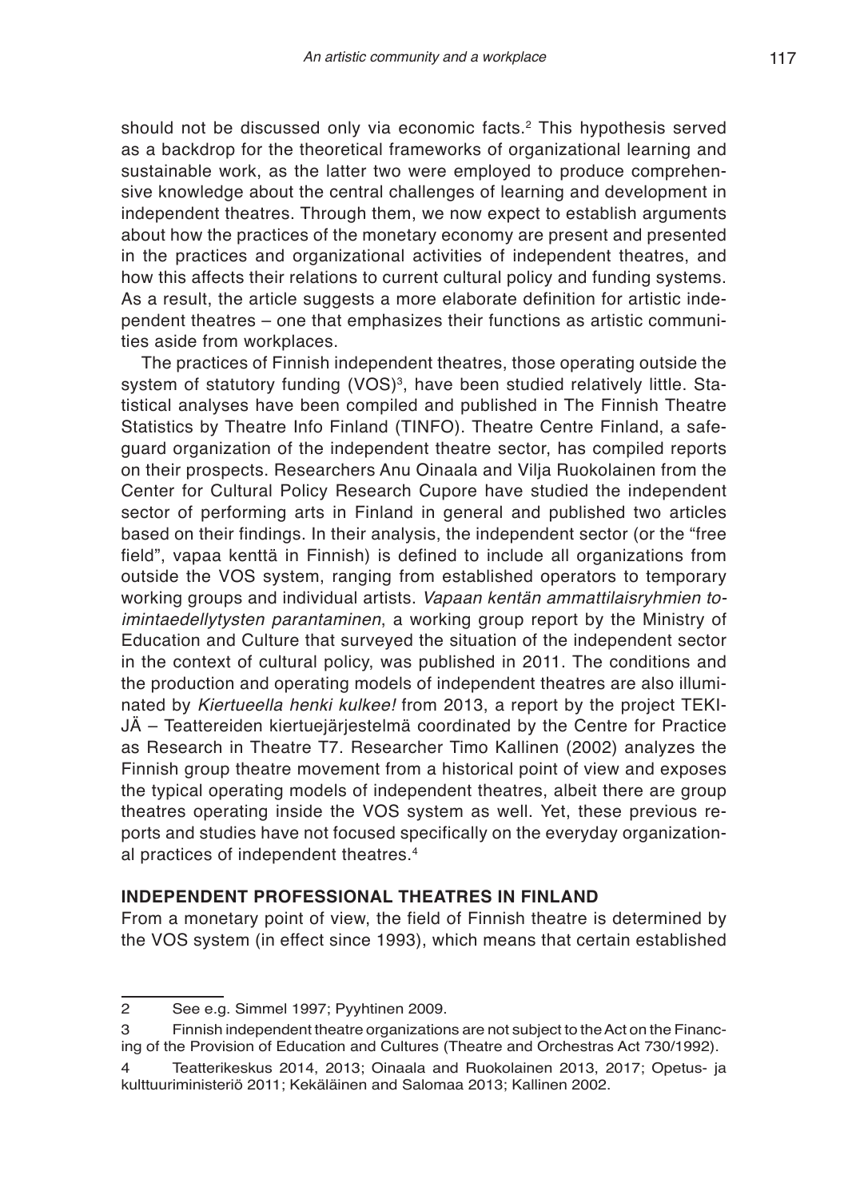should not be discussed only via economic facts.[2] This hypothesis served as a backdrop for the theoretical frameworks of organizational learning and sustainable work, as the latter two were employed to produce comprehensive knowledge about the central challenges of learning and development in independent theatres. Through them, we now expect to establish arguments about how the practices of the monetary economy are present and presented in the practices and organizational activities of independent theatres, and how this affects their relations to current cultural policy and funding systems. As a result, the article suggests a more elaborate definition for artistic independent theatres – one that emphasizes their functions as artistic communities aside from workplaces.

The practices of Finnish independent theatres, those operating outside the system of statutory funding (VOS)[3], have been studied relatively little. Statistical analyses have been compiled and published in The Finnish Theatre Statistics by Theatre Info Finland (TINFO). Theatre Centre Finland, a safeguard organization of the independent theatre sector, has compiled reports on their prospects. Researchers Anu Oinaala and Vilja Ruokolainen from the Center for Cultural Policy Research Cupore have studied the independent sector of performing arts in Finland in general and published two articles based on their findings. In their analysis, the independent sector (or the "free field", vapaa kenttä in Finnish) is defined to include all organizations from outside the VOS system, ranging from established operators to temporary working groups and individual artists. *Vapaan kentän ammattilaisryhmien toimintaedellytysten parantaminen*, a working group report by the Ministry of Education and Culture that surveyed the situation of the independent sector in the context of cultural policy, was published in 2011. The conditions and the production and operating models of independent theatres are also illuminated by *Kiertueella henki kulkee!* from 2013, a report by the project TEKIJÄ – Teattereiden kiertuejärjestelmä coordinated by the Centre for Practice as Research in Theatre T7. Researcher Timo Kallinen (2002) analyzes the Finnish group theatre movement from a historical point of view and exposes the typical operating models of independent theatres, albeit there are group theatres operating inside the VOS system as well. Yet, these previous reports and studies have not focused specifically on the everyday organizational practices of independent theatres.[4]

## INDEPENDENT PROFESSIONAL THEATRES IN FINLAND

From a monetary point of view, the field of Finnish theatre is determined by the VOS system (in effect since 1993), which means that certain established

---

2 See e.g. Simmel 1997; Pyyhtinen 2009.

3 Finnish independent theatre organizations are not subject to the Act on the Financing of the Provision of Education and Cultures (Theatre and Orchestras Act 730/1992).

4 Teatterikeskus 2014, 2013; Oinaala and Ruokolainen 2013, 2017; Opetus- ja kulttuuriministeriö 2011; Kekäläinen and Salomaa 2013; Kallinen 2002.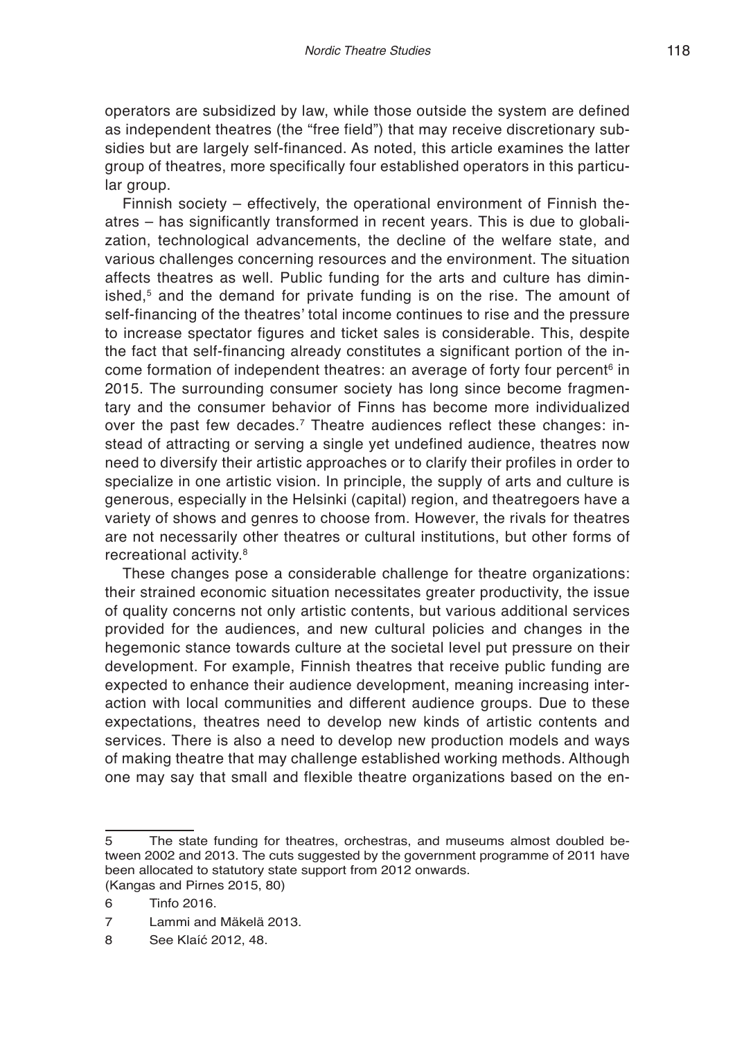operators are subsidized by law, while those outside the system are defined as independent theatres (the "free field") that may receive discretionary subsidies but are largely self-financed. As noted, this article examines the latter group of theatres, more specifically four established operators in this particular group.

Finnish society – effectively, the operational environment of Finnish theatres – has significantly transformed in recent years. This is due to globalization, technological advancements, the decline of the welfare state, and various challenges concerning resources and the environment. The situation affects theatres as well. Public funding for the arts and culture has diminished,[5] and the demand for private funding is on the rise. The amount of self-financing of the theatres' total income continues to rise and the pressure to increase spectator figures and ticket sales is considerable. This, despite the fact that self-financing already constitutes a significant portion of the income formation of independent theatres: an average of forty four percent[6] in 2015. The surrounding consumer society has long since become fragmentary and the consumer behavior of Finns has become more individualized over the past few decades.[7] Theatre audiences reflect these changes: instead of attracting or serving a single yet undefined audience, theatres now need to diversify their artistic approaches or to clarify their profiles in order to specialize in one artistic vision. In principle, the supply of arts and culture is generous, especially in the Helsinki (capital) region, and theatregoers have a variety of shows and genres to choose from. However, the rivals for theatres are not necessarily other theatres or cultural institutions, but other forms of recreational activity.[8]

These changes pose a considerable challenge for theatre organizations: their strained economic situation necessitates greater productivity, the issue of quality concerns not only artistic contents, but various additional services provided for the audiences, and new cultural policies and changes in the hegemonic stance towards culture at the societal level put pressure on their development. For example, Finnish theatres that receive public funding are expected to enhance their audience development, meaning increasing interaction with local communities and different audience groups. Due to these expectations, theatres need to develop new kinds of artistic contents and services. There is also a need to develop new production models and ways of making theatre that may challenge established working methods. Although one may say that small and flexible theatre organizations based on the en-

---

5 The state funding for theatres, orchestras, and museums almost doubled between 2002 and 2013. The cuts suggested by the government programme of 2011 have been allocated to statutory state support from 2012 onwards. (Kangas and Pirnes 2015, 80)

6 Tinfo 2016.

7 Lammi and Mäkelä 2013.

8 See Klaić 2012, 48.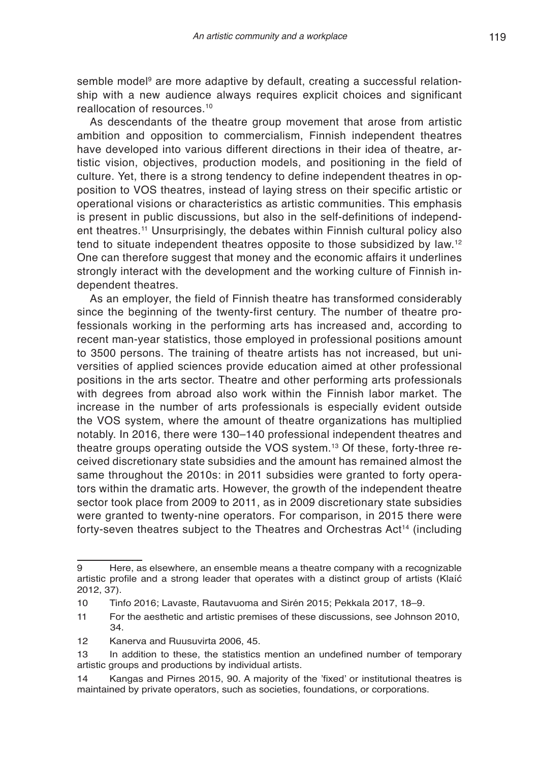semble model[9] are more adaptive by default, creating a successful relationship with a new audience always requires explicit choices and significant reallocation of resources.[10]

As descendants of the theatre group movement that arose from artistic ambition and opposition to commercialism, Finnish independent theatres have developed into various different directions in their idea of theatre, artistic vision, objectives, production models, and positioning in the field of culture. Yet, there is a strong tendency to define independent theatres in opposition to VOS theatres, instead of laying stress on their specific artistic or operational visions or characteristics as artistic communities. This emphasis is present in public discussions, but also in the self-definitions of independent theatres.[11] Unsurprisingly, the debates within Finnish cultural policy also tend to situate independent theatres opposite to those subsidized by law.[12] One can therefore suggest that money and the economic affairs it underlines strongly interact with the development and the working culture of Finnish independent theatres.

As an employer, the field of Finnish theatre has transformed considerably since the beginning of the twenty-first century. The number of theatre professionals working in the performing arts has increased and, according to recent man-year statistics, those employed in professional positions amount to 3500 persons. The training of theatre artists has not increased, but universities of applied sciences provide education aimed at other professional positions in the arts sector. Theatre and other performing arts professionals with degrees from abroad also work within the Finnish labor market. The increase in the number of arts professionals is especially evident outside the VOS system, where the amount of theatre organizations has multiplied notably. In 2016, there were 130–140 professional independent theatres and theatre groups operating outside the VOS system.[13] Of these, forty-three received discretionary state subsidies and the amount has remained almost the same throughout the 2010s: in 2011 subsidies were granted to forty operators within the dramatic arts. However, the growth of the independent theatre sector took place from 2009 to 2011, as in 2009 discretionary state subsidies were granted to twenty-nine operators. For comparison, in 2015 there were forty-seven theatres subject to the Theatres and Orchestras Act[14] (including

---

9 Here, as elsewhere, an ensemble means a theatre company with a recognizable artistic profile and a strong leader that operates with a distinct group of artists (Klaić 2012, 37).

10 Tinfo 2016; Lavaste, Rautavuoma and Sirén 2015; Pekkala 2017, 18–9.

11 For the aesthetic and artistic premises of these discussions, see Johnson 2010, 34.

12 Kanerva and Ruusuvirta 2006, 45.

13 In addition to these, the statistics mention an undefined number of temporary artistic groups and productions by individual artists.

14 Kangas and Pirnes 2015, 90. A majority of the 'fixed' or institutional theatres is maintained by private operators, such as societies, foundations, or corporations.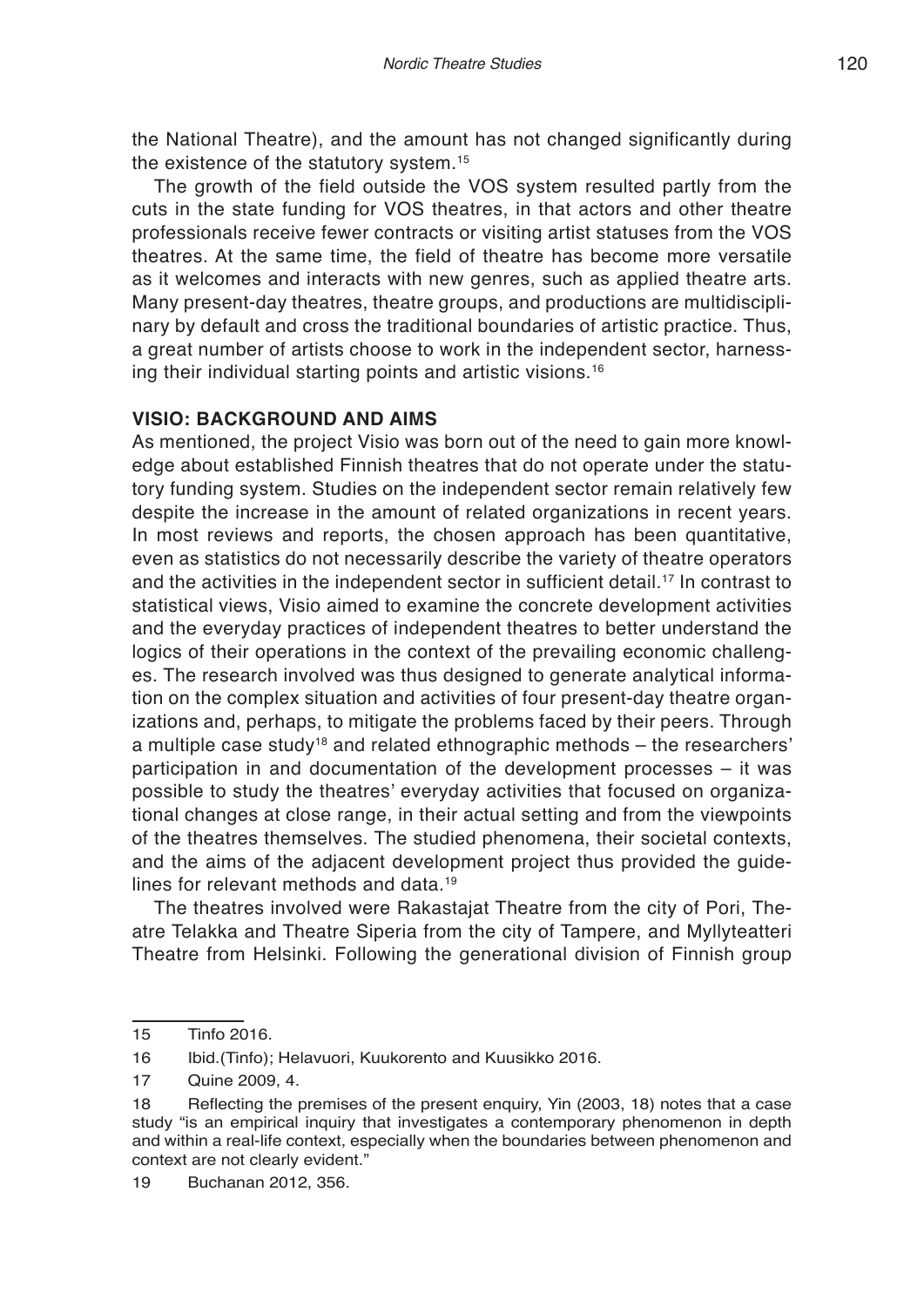the National Theatre), and the amount has not changed significantly during the existence of the statutory system.[15]

The growth of the field outside the VOS system resulted partly from the cuts in the state funding for VOS theatres, in that actors and other theatre professionals receive fewer contracts or visiting artist statuses from the VOS theatres. At the same time, the field of theatre has become more versatile as it welcomes and interacts with new genres, such as applied theatre arts. Many present-day theatres, theatre groups, and productions are multidisciplinary by default and cross the traditional boundaries of artistic practice. Thus, a great number of artists choose to work in the independent sector, harnessing their individual starting points and artistic visions.[16]

## VISIO: BACKGROUND AND AIMS

As mentioned, the project Visio was born out of the need to gain more knowledge about established Finnish theatres that do not operate under the statutory funding system. Studies on the independent sector remain relatively few despite the increase in the amount of related organizations in recent years. In most reviews and reports, the chosen approach has been quantitative, even as statistics do not necessarily describe the variety of theatre operators and the activities in the independent sector in sufficient detail.[17] In contrast to statistical views, Visio aimed to examine the concrete development activities and the everyday practices of independent theatres to better understand the logics of their operations in the context of the prevailing economic challenges. The research involved was thus designed to generate analytical information on the complex situation and activities of four present-day theatre organizations and, perhaps, to mitigate the problems faced by their peers. Through a multiple case study[18] and related ethnographic methods – the researchers' participation in and documentation of the development processes – it was possible to study the theatres' everyday activities that focused on organizational changes at close range, in their actual setting and from the viewpoints of the theatres themselves. The studied phenomena, their societal contexts, and the aims of the adjacent development project thus provided the guidelines for relevant methods and data.[19]

The theatres involved were Rakastajat Theatre from the city of Pori, Theatre Telakka and Theatre Siperia from the city of Tampere, and Myllyteatteri Theatre from Helsinki. Following the generational division of Finnish group

---

15 Tinfo 2016.

16 Ibid.(Tinfo); Helavuori, Kuukorento and Kuusikko 2016.

17 Quine 2009, 4.

18 Reflecting the premises of the present enquiry, Yin (2003, 18) notes that a case study "is an empirical inquiry that investigates a contemporary phenomenon in depth and within a real-life context, especially when the boundaries between phenomenon and context are not clearly evident."

19 Buchanan 2012, 356.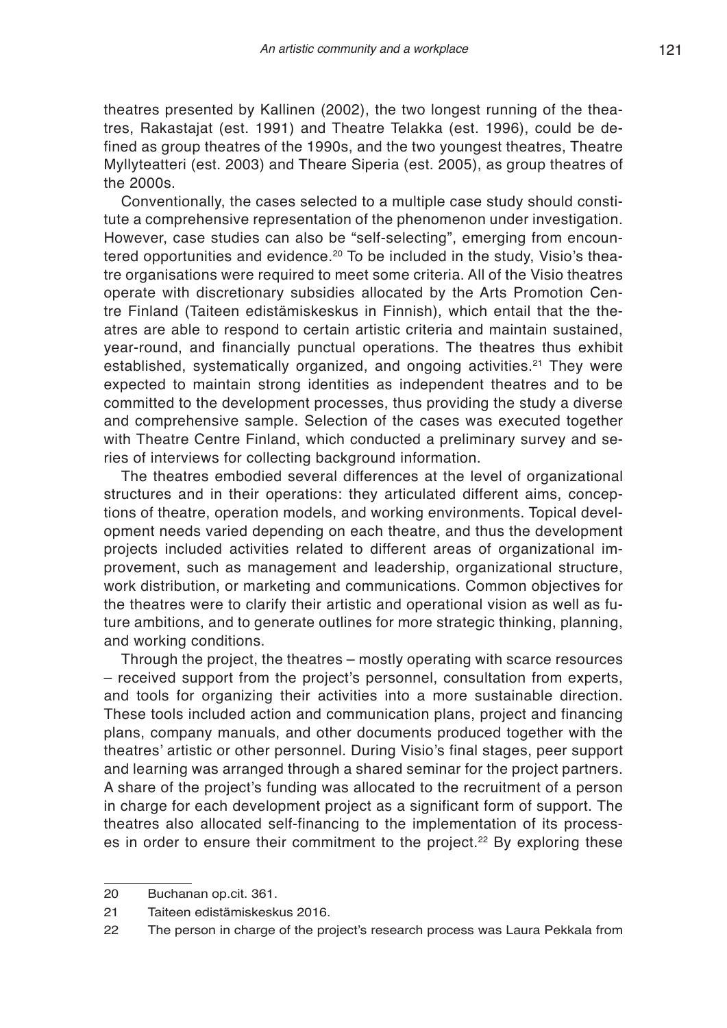theatres presented by Kallinen (2002), the two longest running of the theatres, Rakastajat (est. 1991) and Theatre Telakka (est. 1996), could be defined as group theatres of the 1990s, and the two youngest theatres, Theatre Myllyteatteri (est. 2003) and Theare Siperia (est. 2005), as group theatres of the 2000s.

Conventionally, the cases selected to a multiple case study should constitute a comprehensive representation of the phenomenon under investigation. However, case studies can also be "self-selecting", emerging from encountered opportunities and evidence.[20] To be included in the study, Visio's theatre organisations were required to meet some criteria. All of the Visio theatres operate with discretionary subsidies allocated by the Arts Promotion Centre Finland (Taiteen edistämiskeskus in Finnish), which entail that the theatres are able to respond to certain artistic criteria and maintain sustained, year-round, and financially punctual operations. The theatres thus exhibit established, systematically organized, and ongoing activities.[21] They were expected to maintain strong identities as independent theatres and to be committed to the development processes, thus providing the study a diverse and comprehensive sample. Selection of the cases was executed together with Theatre Centre Finland, which conducted a preliminary survey and series of interviews for collecting background information.

The theatres embodied several differences at the level of organizational structures and in their operations: they articulated different aims, conceptions of theatre, operation models, and working environments. Topical development needs varied depending on each theatre, and thus the development projects included activities related to different areas of organizational improvement, such as management and leadership, organizational structure, work distribution, or marketing and communications. Common objectives for the theatres were to clarify their artistic and operational vision as well as future ambitions, and to generate outlines for more strategic thinking, planning, and working conditions.

Through the project, the theatres – mostly operating with scarce resources – received support from the project's personnel, consultation from experts, and tools for organizing their activities into a more sustainable direction. These tools included action and communication plans, project and financing plans, company manuals, and other documents produced together with the theatres' artistic or other personnel. During Visio's final stages, peer support and learning was arranged through a shared seminar for the project partners. A share of the project's funding was allocated to the recruitment of a person in charge for each development project as a significant form of support. The theatres also allocated self-financing to the implementation of its processes in order to ensure their commitment to the project.[22] By exploring these

---

20 Buchanan op.cit. 361.

21 Taiteen edistämiskeskus 2016.

22 The person in charge of the project's research process was Laura Pekkala from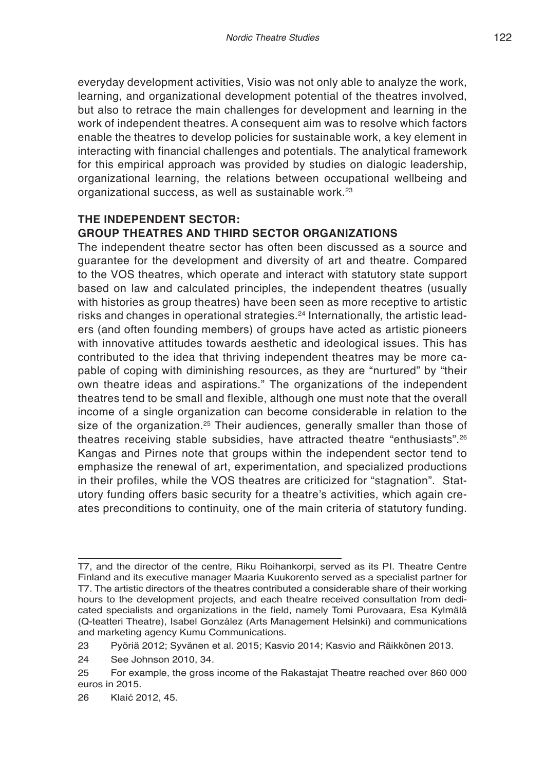everyday development activities, Visio was not only able to analyze the work, learning, and organizational development potential of the theatres involved, but also to retrace the main challenges for development and learning in the work of independent theatres. A consequent aim was to resolve which factors enable the theatres to develop policies for sustainable work, a key element in interacting with financial challenges and potentials. The analytical framework for this empirical approach was provided by studies on dialogic leadership, organizational learning, the relations between occupational wellbeing and organizational success, as well as sustainable work.[23]

## THE INDEPENDENT SECTOR: GROUP THEATRES AND THIRD SECTOR ORGANIZATIONS

The independent theatre sector has often been discussed as a source and guarantee for the development and diversity of art and theatre. Compared to the VOS theatres, which operate and interact with statutory state support based on law and calculated principles, the independent theatres (usually with histories as group theatres) have been seen as more receptive to artistic risks and changes in operational strategies.[24] Internationally, the artistic leaders (and often founding members) of groups have acted as artistic pioneers with innovative attitudes towards aesthetic and ideological issues. This has contributed to the idea that thriving independent theatres may be more capable of coping with diminishing resources, as they are "nurtured" by "their own theatre ideas and aspirations." The organizations of the independent theatres tend to be small and flexible, although one must note that the overall income of a single organization can become considerable in relation to the size of the organization.[25] Their audiences, generally smaller than those of theatres receiving stable subsidies, have attracted theatre "enthusiasts".[26] Kangas and Pirnes note that groups within the independent sector tend to emphasize the renewal of art, experimentation, and specialized productions in their profiles, while the VOS theatres are criticized for "stagnation". Statutory funding offers basic security for a theatre's activities, which again creates preconditions to continuity, one of the main criteria of statutory funding.

---

T7, and the director of the centre, Riku Roihankorpi, served as its PI. Theatre Centre Finland and its executive manager Maaria Kuukorento served as a specialist partner for T7. The artistic directors of the theatres contributed a considerable share of their working hours to the development projects, and each theatre received consultation from dedicated specialists and organizations in the field, namely Tomi Purovaara, Esa Kylmälä (Q-teatteri Theatre), Isabel González (Arts Management Helsinki) and communications and marketing agency Kumu Communications.

23 Pyöriä 2012; Syvänen et al. 2015; Kasvio 2014; Kasvio and Räikkönen 2013.

24 See Johnson 2010, 34.

25 For example, the gross income of the Rakastajat Theatre reached over 860 000 euros in 2015.

26 Klaić 2012, 45.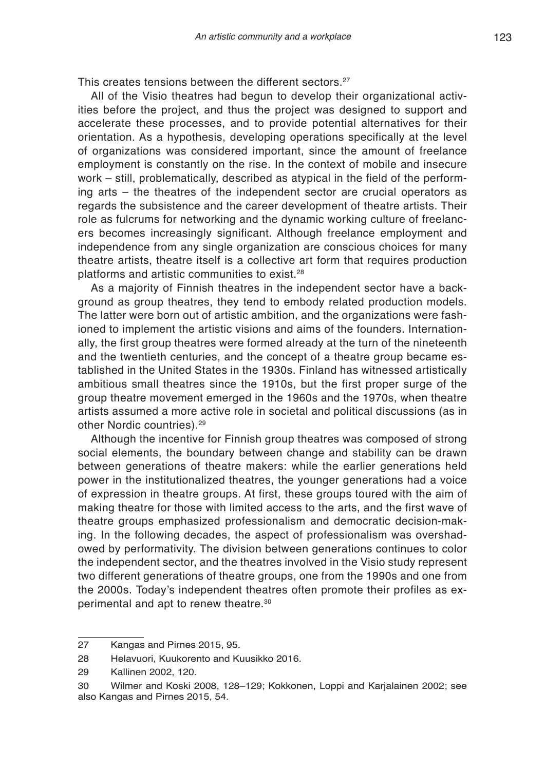This creates tensions between the different sectors.[27]

All of the Visio theatres had begun to develop their organizational activities before the project, and thus the project was designed to support and accelerate these processes, and to provide potential alternatives for their orientation. As a hypothesis, developing operations specifically at the level of organizations was considered important, since the amount of freelance employment is constantly on the rise. In the context of mobile and insecure work – still, problematically, described as atypical in the field of the performing arts – the theatres of the independent sector are crucial operators as regards the subsistence and the career development of theatre artists. Their role as fulcrums for networking and the dynamic working culture of freelancers becomes increasingly significant. Although freelance employment and independence from any single organization are conscious choices for many theatre artists, theatre itself is a collective art form that requires production platforms and artistic communities to exist.[28]

As a majority of Finnish theatres in the independent sector have a background as group theatres, they tend to embody related production models. The latter were born out of artistic ambition, and the organizations were fashioned to implement the artistic visions and aims of the founders. Internationally, the first group theatres were formed already at the turn of the nineteenth and the twentieth centuries, and the concept of a theatre group became established in the United States in the 1930s. Finland has witnessed artistically ambitious small theatres since the 1910s, but the first proper surge of the group theatre movement emerged in the 1960s and the 1970s, when theatre artists assumed a more active role in societal and political discussions (as in other Nordic countries).[29]

Although the incentive for Finnish group theatres was composed of strong social elements, the boundary between change and stability can be drawn between generations of theatre makers: while the earlier generations held power in the institutionalized theatres, the younger generations had a voice of expression in theatre groups. At first, these groups toured with the aim of making theatre for those with limited access to the arts, and the first wave of theatre groups emphasized professionalism and democratic decision-making. In the following decades, the aspect of professionalism was overshadowed by performativity. The division between generations continues to color the independent sector, and the theatres involved in the Visio study represent two different generations of theatre groups, one from the 1990s and one from the 2000s. Today's independent theatres often promote their profiles as experimental and apt to renew theatre.[30]

---

27 Kangas and Pirnes 2015, 95.

28 Helavuori, Kuukorento and Kuusikko 2016.

29 Kallinen 2002, 120.

30 Wilmer and Koski 2008, 128–129; Kokkonen, Loppi and Karjalainen 2002; see also Kangas and Pirnes 2015, 54.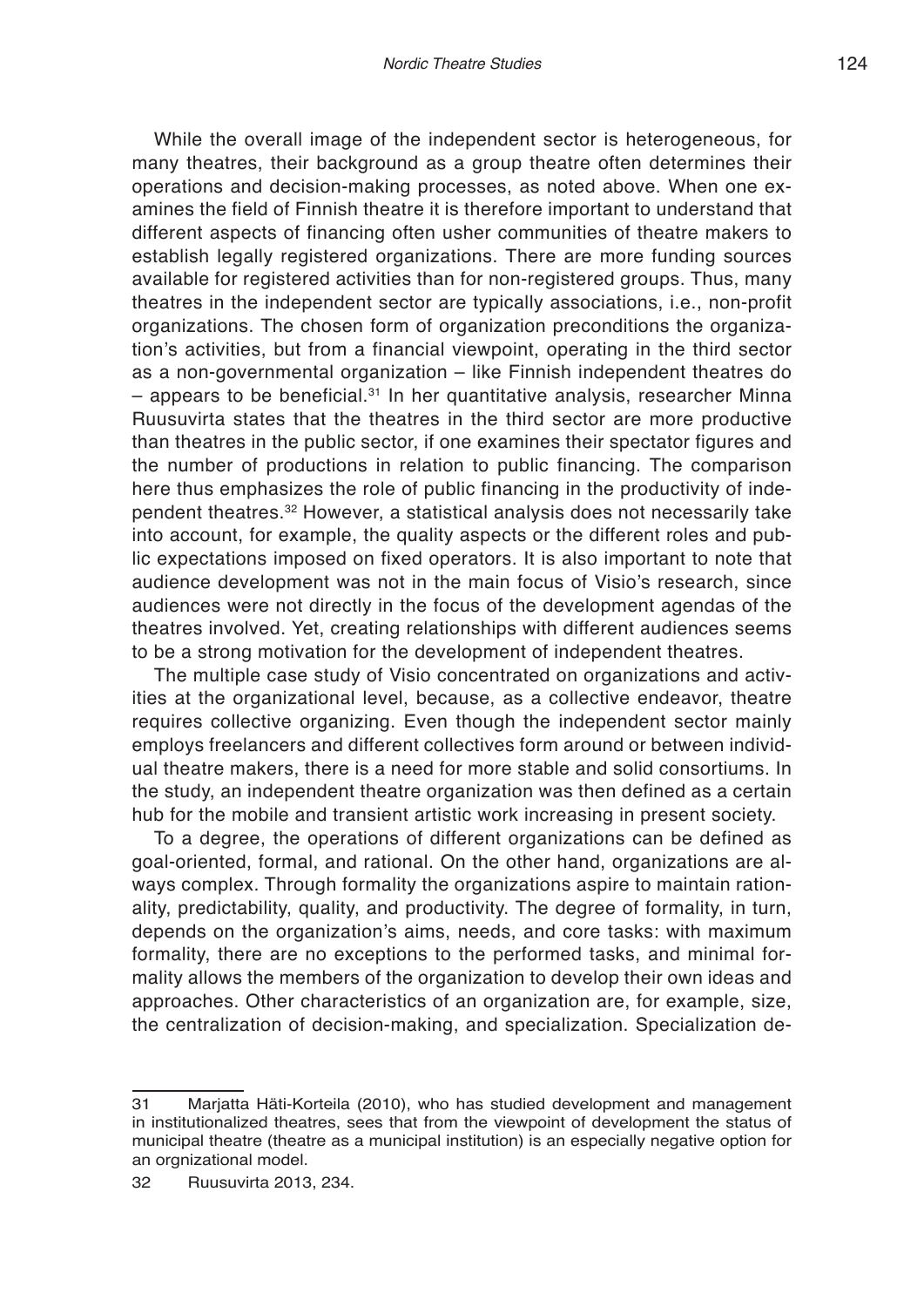While the overall image of the independent sector is heterogeneous, for many theatres, their background as a group theatre often determines their operations and decision-making processes, as noted above. When one examines the field of Finnish theatre it is therefore important to understand that different aspects of financing often usher communities of theatre makers to establish legally registered organizations. There are more funding sources available for registered activities than for non-registered groups. Thus, many theatres in the independent sector are typically associations, i.e., non-profit organizations. The chosen form of organization preconditions the organization's activities, but from a financial viewpoint, operating in the third sector as a non-governmental organization – like Finnish independent theatres do – appears to be beneficial.[31] In her quantitative analysis, researcher Minna Ruusuvirta states that the theatres in the third sector are more productive than theatres in the public sector, if one examines their spectator figures and the number of productions in relation to public financing. The comparison here thus emphasizes the role of public financing in the productivity of independent theatres.[32] However, a statistical analysis does not necessarily take into account, for example, the quality aspects or the different roles and public expectations imposed on fixed operators. It is also important to note that audience development was not in the main focus of Visio's research, since audiences were not directly in the focus of the development agendas of the theatres involved. Yet, creating relationships with different audiences seems to be a strong motivation for the development of independent theatres.

The multiple case study of Visio concentrated on organizations and activities at the organizational level, because, as a collective endeavor, theatre requires collective organizing. Even though the independent sector mainly employs freelancers and different collectives form around or between individual theatre makers, there is a need for more stable and solid consortiums. In the study, an independent theatre organization was then defined as a certain hub for the mobile and transient artistic work increasing in present society.

To a degree, the operations of different organizations can be defined as goal-oriented, formal, and rational. On the other hand, organizations are always complex. Through formality the organizations aspire to maintain rationality, predictability, quality, and productivity. The degree of formality, in turn, depends on the organization's aims, needs, and core tasks: with maximum formality, there are no exceptions to the performed tasks, and minimal formality allows the members of the organization to develop their own ideas and approaches. Other characteristics of an organization are, for example, size, the centralization of decision-making, and specialization. Specialization de-

---

31 Marjatta Häti-Korteila (2010), who has studied development and management in institutionalized theatres, sees that from the viewpoint of development the status of municipal theatre (theatre as a municipal institution) is an especially negative option for an orgnizational model.

32 Ruusuvirta 2013, 234.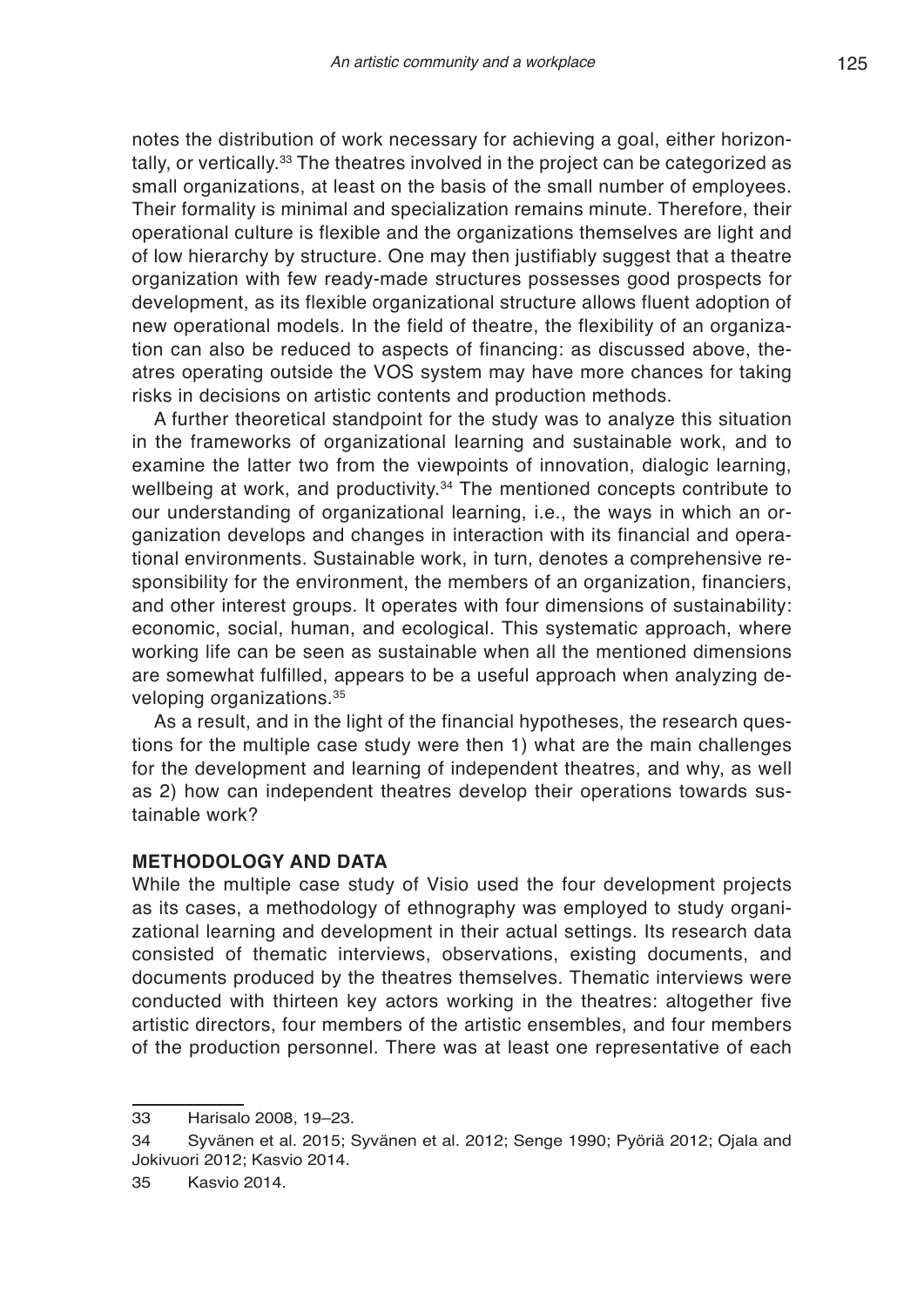notes the distribution of work necessary for achieving a goal, either horizontally, or vertically.[33] The theatres involved in the project can be categorized as small organizations, at least on the basis of the small number of employees. Their formality is minimal and specialization remains minute. Therefore, their operational culture is flexible and the organizations themselves are light and of low hierarchy by structure. One may then justifiably suggest that a theatre organization with few ready-made structures possesses good prospects for development, as its flexible organizational structure allows fluent adoption of new operational models. In the field of theatre, the flexibility of an organization can also be reduced to aspects of financing: as discussed above, theatres operating outside the VOS system may have more chances for taking risks in decisions on artistic contents and production methods.

A further theoretical standpoint for the study was to analyze this situation in the frameworks of organizational learning and sustainable work, and to examine the latter two from the viewpoints of innovation, dialogic learning, wellbeing at work, and productivity.[34] The mentioned concepts contribute to our understanding of organizational learning, i.e., the ways in which an organization develops and changes in interaction with its financial and operational environments. Sustainable work, in turn, denotes a comprehensive responsibility for the environment, the members of an organization, financiers, and other interest groups. It operates with four dimensions of sustainability: economic, social, human, and ecological. This systematic approach, where working life can be seen as sustainable when all the mentioned dimensions are somewhat fulfilled, appears to be a useful approach when analyzing developing organizations.[35]

As a result, and in the light of the financial hypotheses, the research questions for the multiple case study were then 1) what are the main challenges for the development and learning of independent theatres, and why, as well as 2) how can independent theatres develop their operations towards sustainable work?

## METHODOLOGY AND DATA

While the multiple case study of Visio used the four development projects as its cases, a methodology of ethnography was employed to study organizational learning and development in their actual settings. Its research data consisted of thematic interviews, observations, existing documents, and documents produced by the theatres themselves. Thematic interviews were conducted with thirteen key actors working in the theatres: altogether five artistic directors, four members of the artistic ensembles, and four members of the production personnel. There was at least one representative of each

---

33 Harisalo 2008, 19–23.

34 Syvänen et al. 2015; Syvänen et al. 2012; Senge 1990; Pyöriä 2012; Ojala and Jokivuori 2012; Kasvio 2014.

35 Kasvio 2014.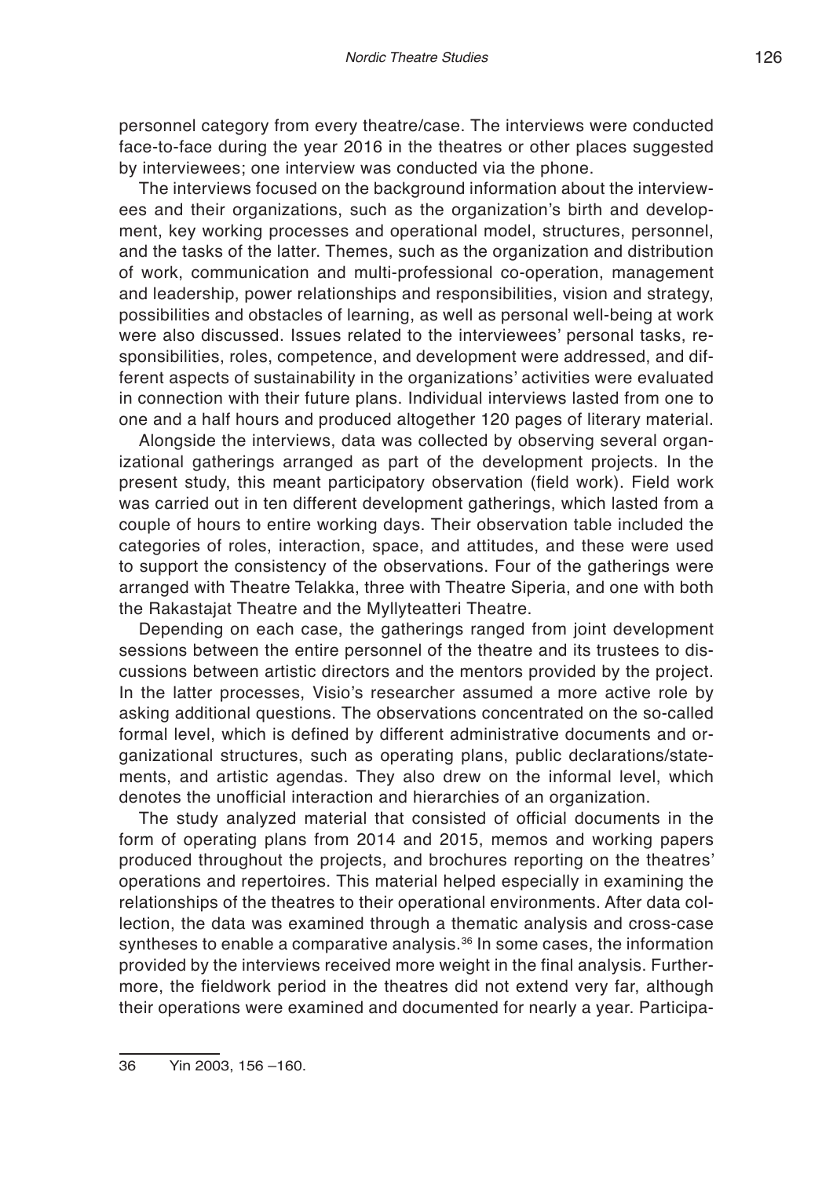personnel category from every theatre/case. The interviews were conducted face-to-face during the year 2016 in the theatres or other places suggested by interviewees; one interview was conducted via the phone.

The interviews focused on the background information about the interviewees and their organizations, such as the organization's birth and development, key working processes and operational model, structures, personnel, and the tasks of the latter. Themes, such as the organization and distribution of work, communication and multi-professional co-operation, management and leadership, power relationships and responsibilities, vision and strategy, possibilities and obstacles of learning, as well as personal well-being at work were also discussed. Issues related to the interviewees' personal tasks, responsibilities, roles, competence, and development were addressed, and different aspects of sustainability in the organizations' activities were evaluated in connection with their future plans. Individual interviews lasted from one to one and a half hours and produced altogether 120 pages of literary material.

Alongside the interviews, data was collected by observing several organizational gatherings arranged as part of the development projects. In the present study, this meant participatory observation (field work). Field work was carried out in ten different development gatherings, which lasted from a couple of hours to entire working days. Their observation table included the categories of roles, interaction, space, and attitudes, and these were used to support the consistency of the observations. Four of the gatherings were arranged with Theatre Telakka, three with Theatre Siperia, and one with both the Rakastajat Theatre and the Myllyteatteri Theatre.

Depending on each case, the gatherings ranged from joint development sessions between the entire personnel of the theatre and its trustees to discussions between artistic directors and the mentors provided by the project. In the latter processes, Visio's researcher assumed a more active role by asking additional questions. The observations concentrated on the so-called formal level, which is defined by different administrative documents and organizational structures, such as operating plans, public declarations/statements, and artistic agendas. They also drew on the informal level, which denotes the unofficial interaction and hierarchies of an organization.

The study analyzed material that consisted of official documents in the form of operating plans from 2014 and 2015, memos and working papers produced throughout the projects, and brochures reporting on the theatres' operations and repertoires. This material helped especially in examining the relationships of the theatres to their operational environments. After data collection, the data was examined through a thematic analysis and cross-case syntheses to enable a comparative analysis.[36] In some cases, the information provided by the interviews received more weight in the final analysis. Furthermore, the fieldwork period in the theatres did not extend very far, although their operations were examined and documented for nearly a year. Participa-

36 Yin 2003, 156 –160.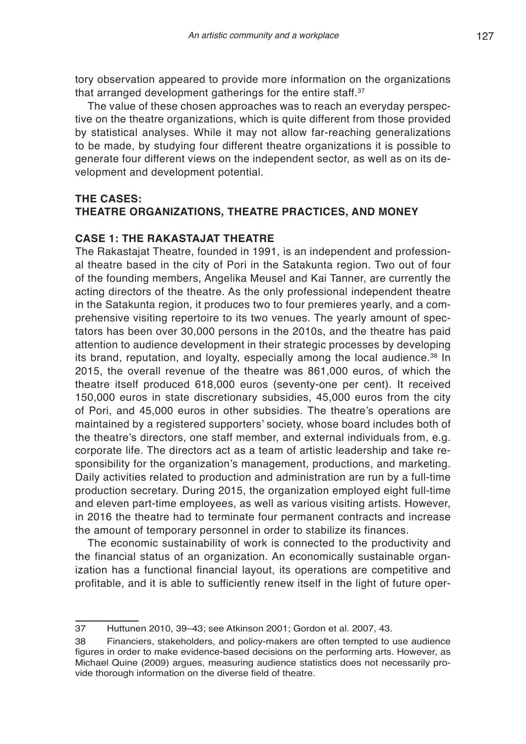tory observation appeared to provide more information on the organizations that arranged development gatherings for the entire staff.[37]

The value of these chosen approaches was to reach an everyday perspective on the theatre organizations, which is quite different from those provided by statistical analyses. While it may not allow far-reaching generalizations to be made, by studying four different theatre organizations it is possible to generate four different views on the independent sector, as well as on its development and development potential.

## THE CASES: THEATRE ORGANIZATIONS, THEATRE PRACTICES, AND MONEY

### CASE 1: THE RAKASTAJAT THEATRE

The Rakastajat Theatre, founded in 1991, is an independent and professional theatre based in the city of Pori in the Satakunta region. Two out of four of the founding members, Angelika Meusel and Kai Tanner, are currently the acting directors of the theatre. As the only professional independent theatre in the Satakunta region, it produces two to four premieres yearly, and a comprehensive visiting repertoire to its two venues. The yearly amount of spectators has been over 30,000 persons in the 2010s, and the theatre has paid attention to audience development in their strategic processes by developing its brand, reputation, and loyalty, especially among the local audience.[38] In 2015, the overall revenue of the theatre was 861,000 euros, of which the theatre itself produced 618,000 euros (seventy-one per cent). It received 150,000 euros in state discretionary subsidies, 45,000 euros from the city of Pori, and 45,000 euros in other subsidies. The theatre's operations are maintained by a registered supporters' society, whose board includes both of the theatre's directors, one staff member, and external individuals from, e.g. corporate life. The directors act as a team of artistic leadership and take responsibility for the organization's management, productions, and marketing. Daily activities related to production and administration are run by a full-time production secretary. During 2015, the organization employed eight full-time and eleven part-time employees, as well as various visiting artists. However, in 2016 the theatre had to terminate four permanent contracts and increase the amount of temporary personnel in order to stabilize its finances.

The economic sustainability of work is connected to the productivity and the financial status of an organization. An economically sustainable organization has a functional financial layout, its operations are competitive and profitable, and it is able to sufficiently renew itself in the light of future oper-

---

37 Huttunen 2010, 39–43; see Atkinson 2001; Gordon et al. 2007, 43.

38 Financiers, stakeholders, and policy-makers are often tempted to use audience figures in order to make evidence-based decisions on the performing arts. However, as Michael Quine (2009) argues, measuring audience statistics does not necessarily provide thorough information on the diverse field of theatre.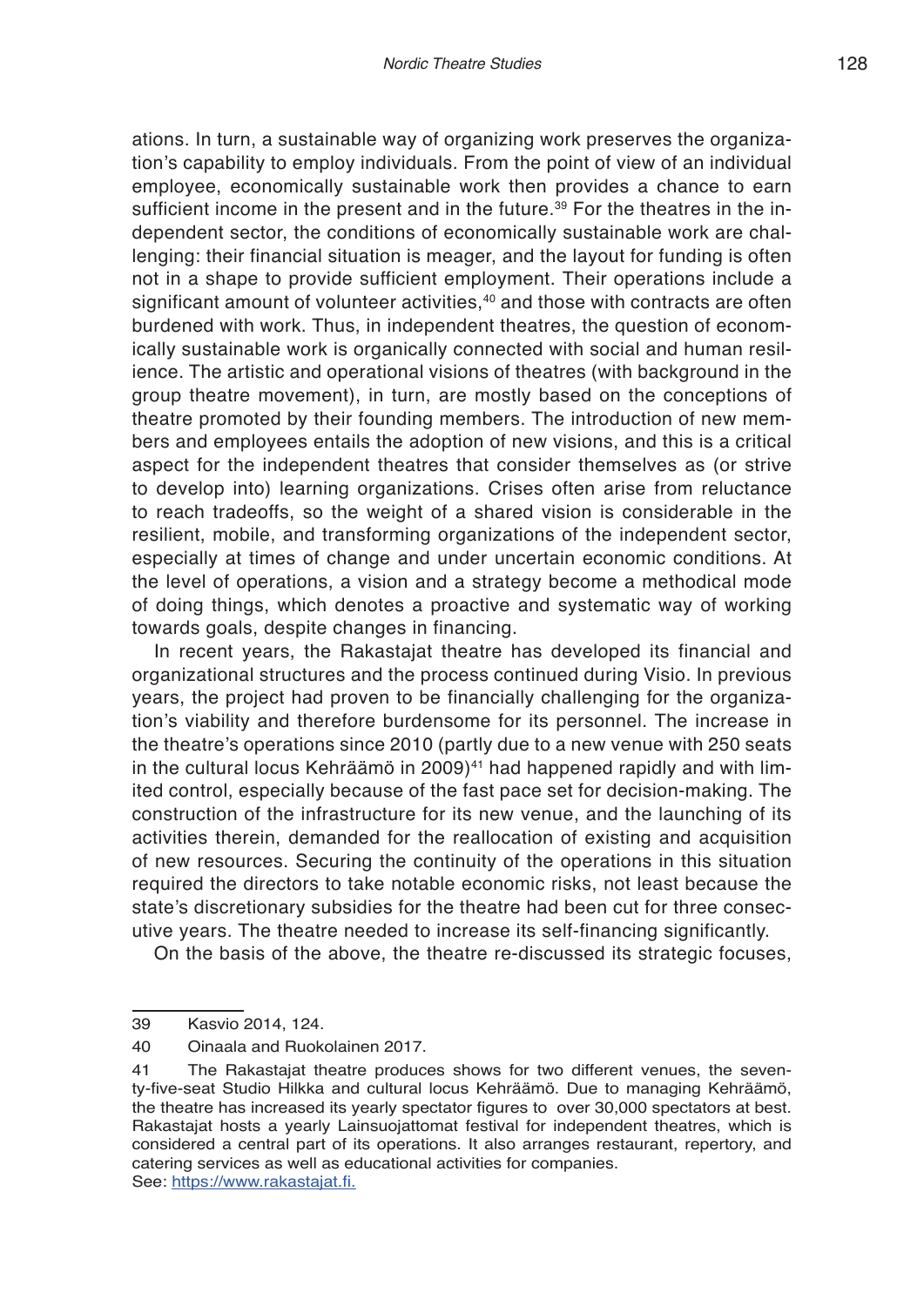ations. In turn, a sustainable way of organizing work preserves the organization's capability to employ individuals. From the point of view of an individual employee, economically sustainable work then provides a chance to earn sufficient income in the present and in the future.[39] For the theatres in the independent sector, the conditions of economically sustainable work are challenging: their financial situation is meager, and the layout for funding is often not in a shape to provide sufficient employment. Their operations include a significant amount of volunteer activities,[40] and those with contracts are often burdened with work. Thus, in independent theatres, the question of economically sustainable work is organically connected with social and human resilience. The artistic and operational visions of theatres (with background in the group theatre movement), in turn, are mostly based on the conceptions of theatre promoted by their founding members. The introduction of new members and employees entails the adoption of new visions, and this is a critical aspect for the independent theatres that consider themselves as (or strive to develop into) learning organizations. Crises often arise from reluctance to reach tradeoffs, so the weight of a shared vision is considerable in the resilient, mobile, and transforming organizations of the independent sector, especially at times of change and under uncertain economic conditions. At the level of operations, a vision and a strategy become a methodical mode of doing things, which denotes a proactive and systematic way of working towards goals, despite changes in financing.

In recent years, the Rakastajat theatre has developed its financial and organizational structures and the process continued during Visio. In previous years, the project had proven to be financially challenging for the organization's viability and therefore burdensome for its personnel. The increase in the theatre's operations since 2010 (partly due to a new venue with 250 seats in the cultural locus Kehräämö in 2009)[41] had happened rapidly and with limited control, especially because of the fast pace set for decision-making. The construction of the infrastructure for its new venue, and the launching of its activities therein, demanded for the reallocation of existing and acquisition of new resources. Securing the continuity of the operations in this situation required the directors to take notable economic risks, not least because the state's discretionary subsidies for the theatre had been cut for three consecutive years. The theatre needed to increase its self-financing significantly.

On the basis of the above, the theatre re-discussed its strategic focuses,

---

39 Kasvio 2014, 124.

40 Oinaala and Ruokolainen 2017.

41 The Rakastajat theatre produces shows for two different venues, the seventy-five-seat Studio Hilkka and cultural locus Kehräämö. Due to managing Kehräämö, the theatre has increased its yearly spectator figures to over 30,000 spectators at best. Rakastajat hosts a yearly Lainsuojattomat festival for independent theatres, which is considered a central part of its operations. It also arranges restaurant, repertory, and catering services as well as educational activities for companies. See: https://www.rakastajat.fi.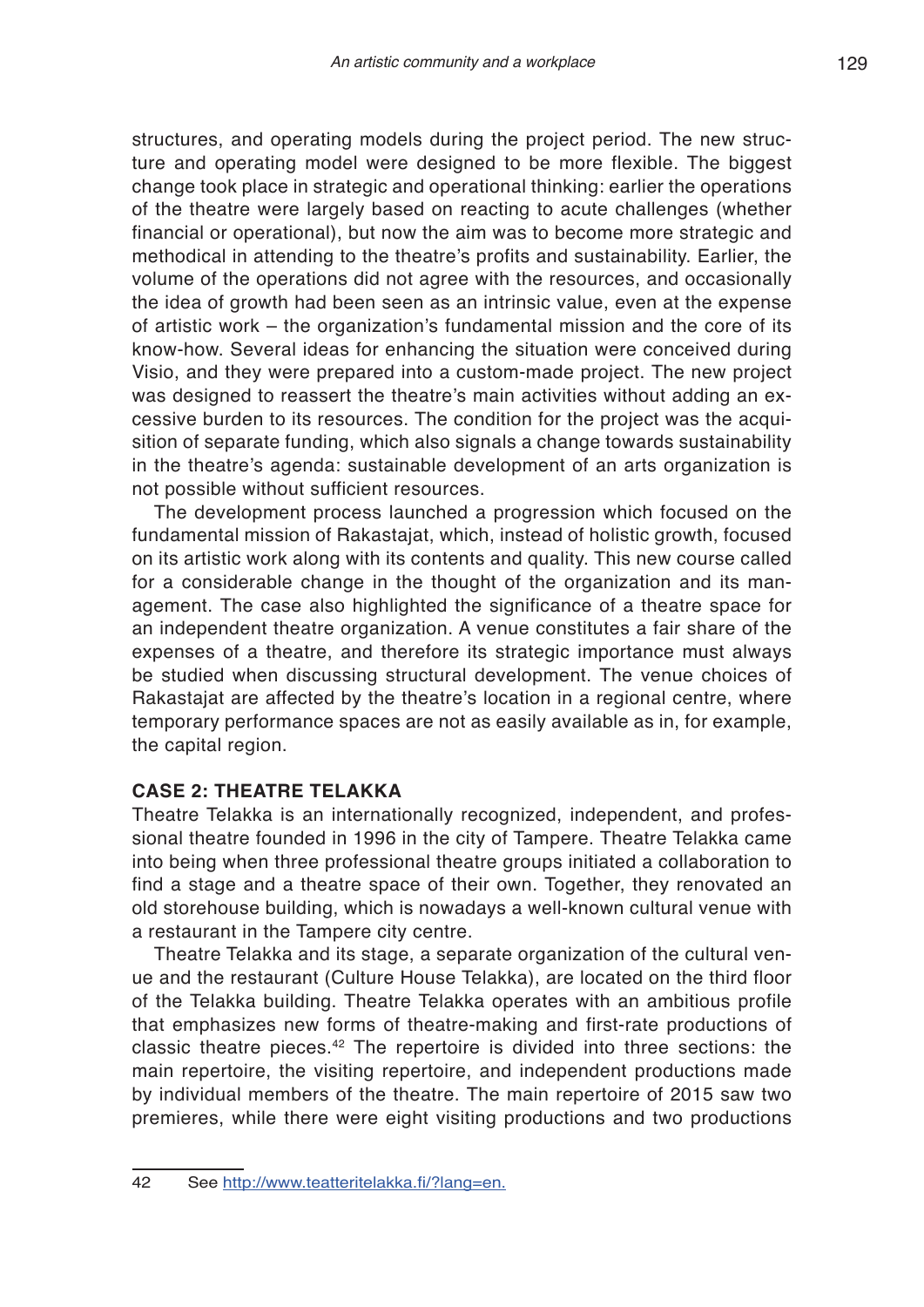structures, and operating models during the project period. The new structure and operating model were designed to be more flexible. The biggest change took place in strategic and operational thinking: earlier the operations of the theatre were largely based on reacting to acute challenges (whether financial or operational), but now the aim was to become more strategic and methodical in attending to the theatre's profits and sustainability. Earlier, the volume of the operations did not agree with the resources, and occasionally the idea of growth had been seen as an intrinsic value, even at the expense of artistic work – the organization's fundamental mission and the core of its know-how. Several ideas for enhancing the situation were conceived during Visio, and they were prepared into a custom-made project. The new project was designed to reassert the theatre's main activities without adding an excessive burden to its resources. The condition for the project was the acquisition of separate funding, which also signals a change towards sustainability in the theatre's agenda: sustainable development of an arts organization is not possible without sufficient resources.

The development process launched a progression which focused on the fundamental mission of Rakastajat, which, instead of holistic growth, focused on its artistic work along with its contents and quality. This new course called for a considerable change in the thought of the organization and its management. The case also highlighted the significance of a theatre space for an independent theatre organization. A venue constitutes a fair share of the expenses of a theatre, and therefore its strategic importance must always be studied when discussing structural development. The venue choices of Rakastajat are affected by the theatre's location in a regional centre, where temporary performance spaces are not as easily available as in, for example, the capital region.

### CASE 2: THEATRE TELAKKA

Theatre Telakka is an internationally recognized, independent, and professional theatre founded in 1996 in the city of Tampere. Theatre Telakka came into being when three professional theatre groups initiated a collaboration to find a stage and a theatre space of their own. Together, they renovated an old storehouse building, which is nowadays a well-known cultural venue with a restaurant in the Tampere city centre.

Theatre Telakka and its stage, a separate organization of the cultural venue and the restaurant (Culture House Telakka), are located on the third floor of the Telakka building. Theatre Telakka operates with an ambitious profile that emphasizes new forms of theatre-making and first-rate productions of classic theatre pieces.[42] The repertoire is divided into three sections: the main repertoire, the visiting repertoire, and independent productions made by individual members of the theatre. The main repertoire of 2015 saw two premieres, while there were eight visiting productions and two productions

---

42 See http://www.teatteritelakka.fi/?lang=en.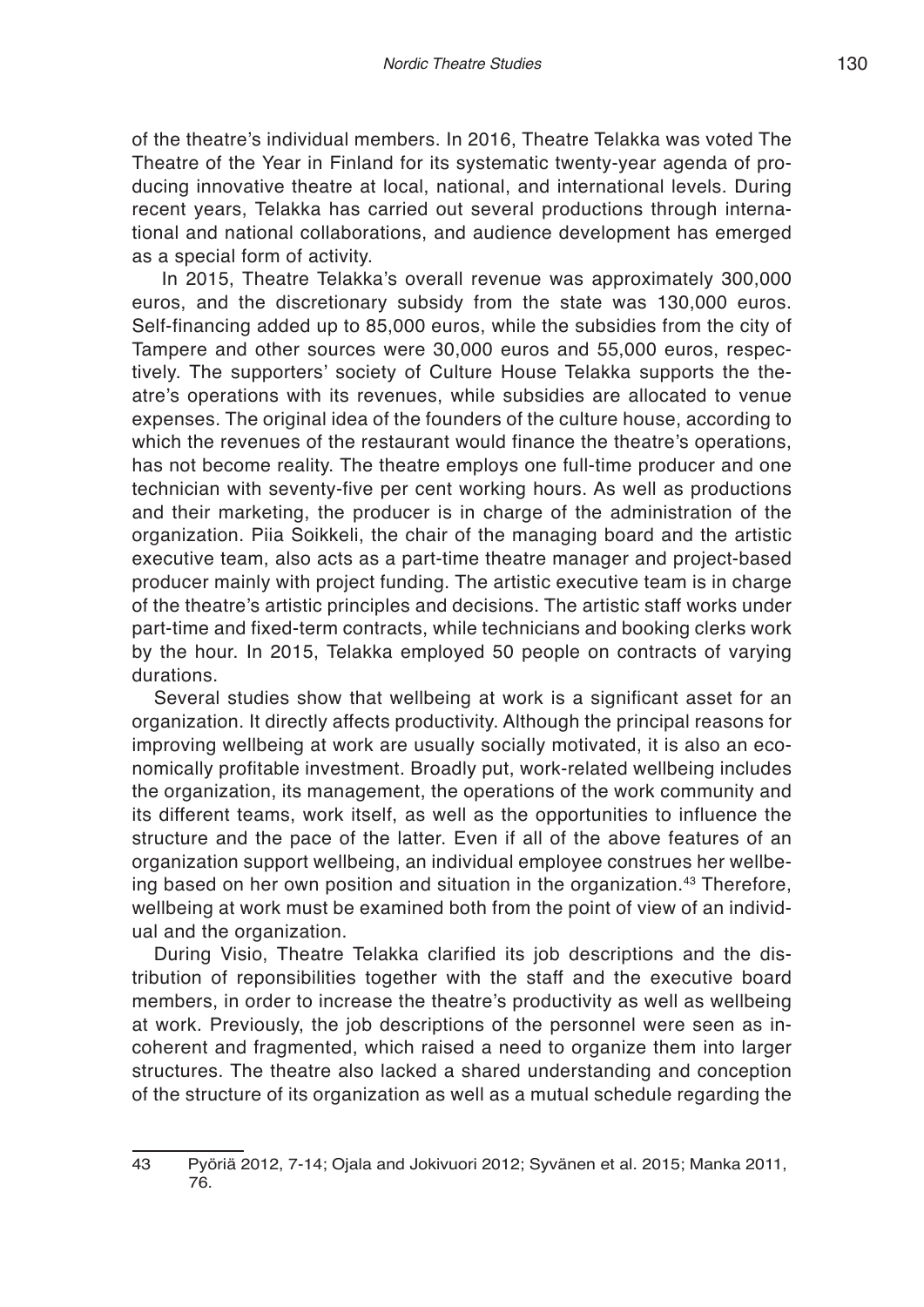of the theatre's individual members. In 2016, Theatre Telakka was voted The Theatre of the Year in Finland for its systematic twenty-year agenda of producing innovative theatre at local, national, and international levels. During recent years, Telakka has carried out several productions through international and national collaborations, and audience development has emerged as a special form of activity.

In 2015, Theatre Telakka's overall revenue was approximately 300,000 euros, and the discretionary subsidy from the state was 130,000 euros. Self-financing added up to 85,000 euros, while the subsidies from the city of Tampere and other sources were 30,000 euros and 55,000 euros, respectively. The supporters' society of Culture House Telakka supports the theatre's operations with its revenues, while subsidies are allocated to venue expenses. The original idea of the founders of the culture house, according to which the revenues of the restaurant would finance the theatre's operations, has not become reality. The theatre employs one full-time producer and one technician with seventy-five per cent working hours. As well as productions and their marketing, the producer is in charge of the administration of the organization. Piia Soikkeli, the chair of the managing board and the artistic executive team, also acts as a part-time theatre manager and project-based producer mainly with project funding. The artistic executive team is in charge of the theatre's artistic principles and decisions. The artistic staff works under part-time and fixed-term contracts, while technicians and booking clerks work by the hour. In 2015, Telakka employed 50 people on contracts of varying durations.

Several studies show that wellbeing at work is a significant asset for an organization. It directly affects productivity. Although the principal reasons for improving wellbeing at work are usually socially motivated, it is also an economically profitable investment. Broadly put, work-related wellbeing includes the organization, its management, the operations of the work community and its different teams, work itself, as well as the opportunities to influence the structure and the pace of the latter. Even if all of the above features of an organization support wellbeing, an individual employee construes her wellbeing based on her own position and situation in the organization.[43] Therefore, wellbeing at work must be examined both from the point of view of an individual and the organization.

During Visio, Theatre Telakka clarified its job descriptions and the distribution of reponsibilities together with the staff and the executive board members, in order to increase the theatre's productivity as well as wellbeing at work. Previously, the job descriptions of the personnel were seen as incoherent and fragmented, which raised a need to organize them into larger structures. The theatre also lacked a shared understanding and conception of the structure of its organization as well as a mutual schedule regarding the

---

43 Pyöriä 2012, 7-14; Ojala and Jokivuori 2012; Syvänen et al. 2015; Manka 2011, 76.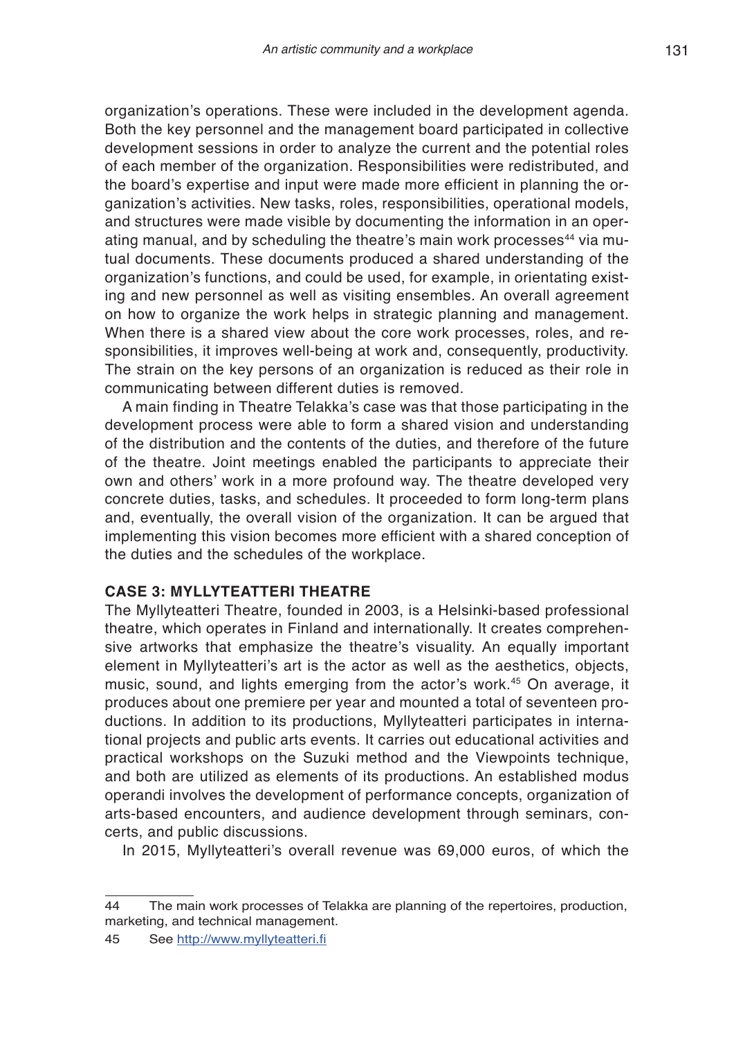organization's operations. These were included in the development agenda. Both the key personnel and the management board participated in collective development sessions in order to analyze the current and the potential roles of each member of the organization. Responsibilities were redistributed, and the board's expertise and input were made more efficient in planning the organization's activities. New tasks, roles, responsibilities, operational models, and structures were made visible by documenting the information in an operating manual, and by scheduling the theatre's main work processes[44] via mutual documents. These documents produced a shared understanding of the organization's functions, and could be used, for example, in orientating existing and new personnel as well as visiting ensembles. An overall agreement on how to organize the work helps in strategic planning and management. When there is a shared view about the core work processes, roles, and responsibilities, it improves well-being at work and, consequently, productivity. The strain on the key persons of an organization is reduced as their role in communicating between different duties is removed.

A main finding in Theatre Telakka's case was that those participating in the development process were able to form a shared vision and understanding of the distribution and the contents of the duties, and therefore of the future of the theatre. Joint meetings enabled the participants to appreciate their own and others' work in a more profound way. The theatre developed very concrete duties, tasks, and schedules. It proceeded to form long-term plans and, eventually, the overall vision of the organization. It can be argued that implementing this vision becomes more efficient with a shared conception of the duties and the schedules of the workplace.

### CASE 3: MYLLYTEATTERI THEATRE

The Myllyteatteri Theatre, founded in 2003, is a Helsinki-based professional theatre, which operates in Finland and internationally. It creates comprehensive artworks that emphasize the theatre's visuality. An equally important element in Myllyteatteri's art is the actor as well as the aesthetics, objects, music, sound, and lights emerging from the actor's work.[45] On average, it produces about one premiere per year and mounted a total of seventeen productions. In addition to its productions, Myllyteatteri participates in international projects and public arts events. It carries out educational activities and practical workshops on the Suzuki method and the Viewpoints technique, and both are utilized as elements of its productions. An established modus operandi involves the development of performance concepts, organization of arts-based encounters, and audience development through seminars, concerts, and public discussions.

In 2015, Myllyteatteri's overall revenue was 69,000 euros, of which the

---

44 The main work processes of Telakka are planning of the repertoires, production, marketing, and technical management.

45 See http://www.myllyteatteri.fi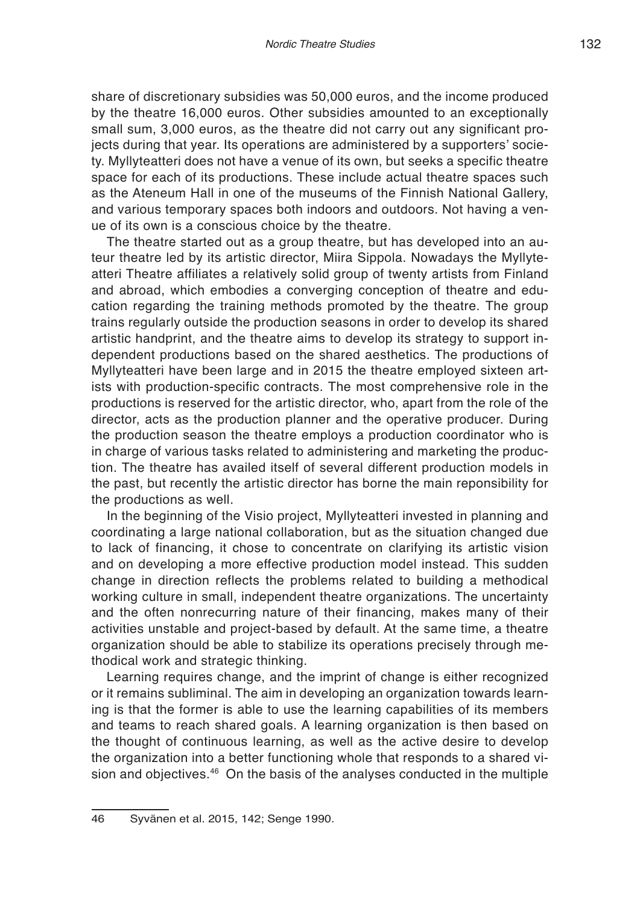share of discretionary subsidies was 50,000 euros, and the income produced by the theatre 16,000 euros. Other subsidies amounted to an exceptionally small sum, 3,000 euros, as the theatre did not carry out any significant projects during that year. Its operations are administered by a supporters' society. Myllyteatteri does not have a venue of its own, but seeks a specific theatre space for each of its productions. These include actual theatre spaces such as the Ateneum Hall in one of the museums of the Finnish National Gallery, and various temporary spaces both indoors and outdoors. Not having a venue of its own is a conscious choice by the theatre.

The theatre started out as a group theatre, but has developed into an auteur theatre led by its artistic director, Miira Sippola. Nowadays the Myllyteatteri Theatre affiliates a relatively solid group of twenty artists from Finland and abroad, which embodies a converging conception of theatre and education regarding the training methods promoted by the theatre. The group trains regularly outside the production seasons in order to develop its shared artistic handprint, and the theatre aims to develop its strategy to support independent productions based on the shared aesthetics. The productions of Myllyteatteri have been large and in 2015 the theatre employed sixteen artists with production-specific contracts. The most comprehensive role in the productions is reserved for the artistic director, who, apart from the role of the director, acts as the production planner and the operative producer. During the production season the theatre employs a production coordinator who is in charge of various tasks related to administering and marketing the production. The theatre has availed itself of several different production models in the past, but recently the artistic director has borne the main reponsibility for the productions as well.

In the beginning of the Visio project, Myllyteatteri invested in planning and coordinating a large national collaboration, but as the situation changed due to lack of financing, it chose to concentrate on clarifying its artistic vision and on developing a more effective production model instead. This sudden change in direction reflects the problems related to building a methodical working culture in small, independent theatre organizations. The uncertainty and the often nonrecurring nature of their financing, makes many of their activities unstable and project-based by default. At the same time, a theatre organization should be able to stabilize its operations precisely through methodical work and strategic thinking.

Learning requires change, and the imprint of change is either recognized or it remains subliminal. The aim in developing an organization towards learning is that the former is able to use the learning capabilities of its members and teams to reach shared goals. A learning organization is then based on the thought of continuous learning, as well as the active desire to develop the organization into a better functioning whole that responds to a shared vision and objectives.[46] On the basis of the analyses conducted in the multiple

46 Syvänen et al. 2015, 142; Senge 1990.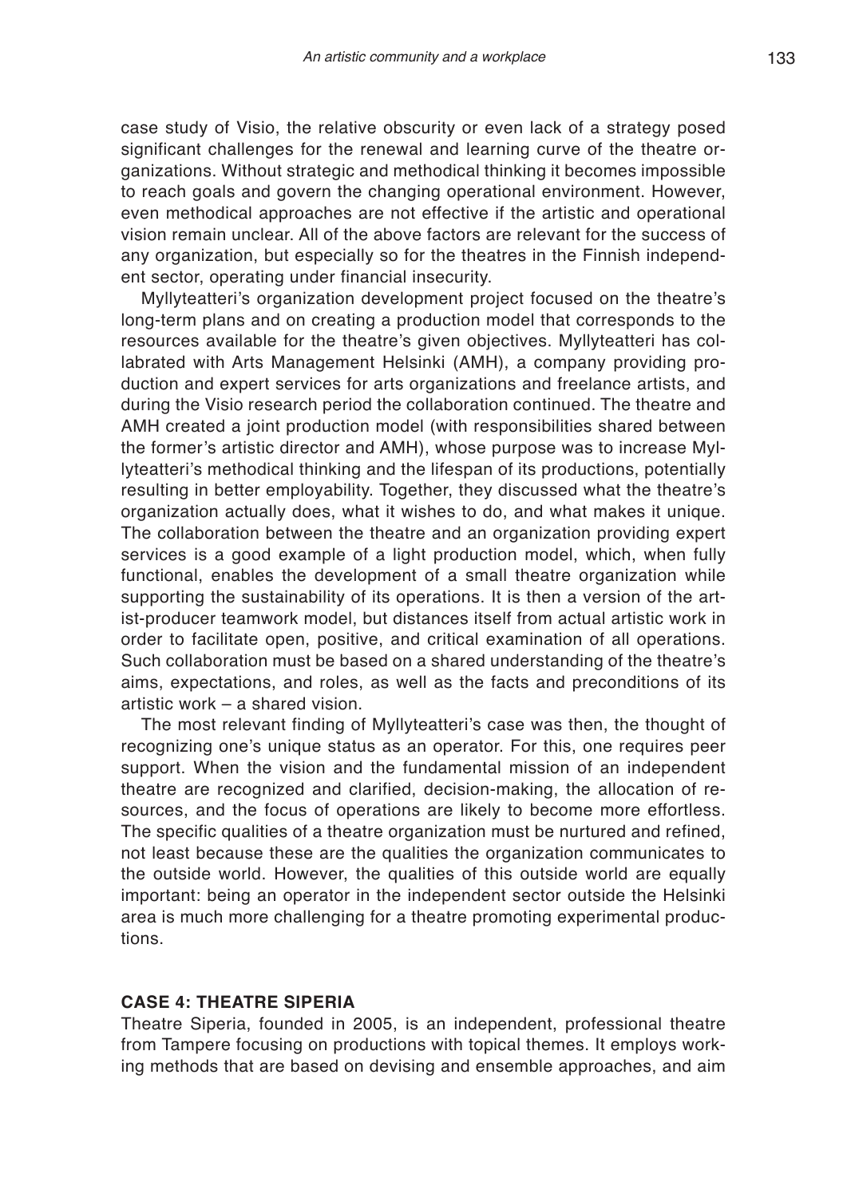case study of Visio, the relative obscurity or even lack of a strategy posed significant challenges for the renewal and learning curve of the theatre organizations. Without strategic and methodical thinking it becomes impossible to reach goals and govern the changing operational environment. However, even methodical approaches are not effective if the artistic and operational vision remain unclear. All of the above factors are relevant for the success of any organization, but especially so for the theatres in the Finnish independent sector, operating under financial insecurity.

Myllyteatteri's organization development project focused on the theatre's long-term plans and on creating a production model that corresponds to the resources available for the theatre's given objectives. Myllyteatteri has collabrated with Arts Management Helsinki (AMH), a company providing production and expert services for arts organizations and freelance artists, and during the Visio research period the collaboration continued. The theatre and AMH created a joint production model (with responsibilities shared between the former's artistic director and AMH), whose purpose was to increase Myllyteatteri's methodical thinking and the lifespan of its productions, potentially resulting in better employability. Together, they discussed what the theatre's organization actually does, what it wishes to do, and what makes it unique. The collaboration between the theatre and an organization providing expert services is a good example of a light production model, which, when fully functional, enables the development of a small theatre organization while supporting the sustainability of its operations. It is then a version of the artist-producer teamwork model, but distances itself from actual artistic work in order to facilitate open, positive, and critical examination of all operations. Such collaboration must be based on a shared understanding of the theatre's aims, expectations, and roles, as well as the facts and preconditions of its artistic work – a shared vision.

The most relevant finding of Myllyteatteri's case was then, the thought of recognizing one's unique status as an operator. For this, one requires peer support. When the vision and the fundamental mission of an independent theatre are recognized and clarified, decision-making, the allocation of resources, and the focus of operations are likely to become more effortless. The specific qualities of a theatre organization must be nurtured and refined, not least because these are the qualities the organization communicates to the outside world. However, the qualities of this outside world are equally important: being an operator in the independent sector outside the Helsinki area is much more challenging for a theatre promoting experimental productions.

## CASE 4: THEATRE SIPERIA

Theatre Siperia, founded in 2005, is an independent, professional theatre from Tampere focusing on productions with topical themes. It employs working methods that are based on devising and ensemble approaches, and aim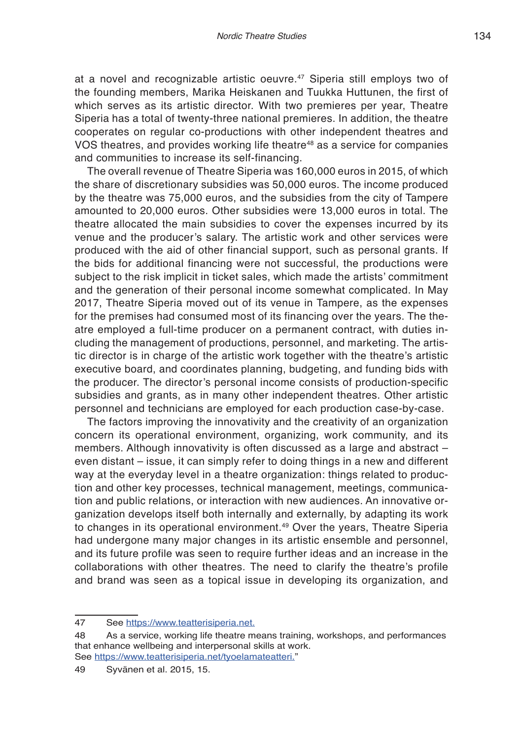at a novel and recognizable artistic oeuvre.[47] Siperia still employs two of the founding members, Marika Heiskanen and Tuukka Huttunen, the first of which serves as its artistic director. With two premieres per year, Theatre Siperia has a total of twenty-three national premieres. In addition, the theatre cooperates on regular co-productions with other independent theatres and VOS theatres, and provides working life theatre[48] as a service for companies and communities to increase its self-financing.

The overall revenue of Theatre Siperia was 160,000 euros in 2015, of which the share of discretionary subsidies was 50,000 euros. The income produced by the theatre was 75,000 euros, and the subsidies from the city of Tampere amounted to 20,000 euros. Other subsidies were 13,000 euros in total. The theatre allocated the main subsidies to cover the expenses incurred by its venue and the producer's salary. The artistic work and other services were produced with the aid of other financial support, such as personal grants. If the bids for additional financing were not successful, the productions were subject to the risk implicit in ticket sales, which made the artists' commitment and the generation of their personal income somewhat complicated. In May 2017, Theatre Siperia moved out of its venue in Tampere, as the expenses for the premises had consumed most of its financing over the years. The theatre employed a full-time producer on a permanent contract, with duties including the management of productions, personnel, and marketing. The artistic director is in charge of the artistic work together with the theatre's artistic executive board, and coordinates planning, budgeting, and funding bids with the producer. The director's personal income consists of production-specific subsidies and grants, as in many other independent theatres. Other artistic personnel and technicians are employed for each production case-by-case.

The factors improving the innovativity and the creativity of an organization concern its operational environment, organizing, work community, and its members. Although innovativity is often discussed as a large and abstract – even distant – issue, it can simply refer to doing things in a new and different way at the everyday level in a theatre organization: things related to production and other key processes, technical management, meetings, communication and public relations, or interaction with new audiences. An innovative organization develops itself both internally and externally, by adapting its work to changes in its operational environment.[49] Over the years, Theatre Siperia had undergone many major changes in its artistic ensemble and personnel, and its future profile was seen to require further ideas and an increase in the collaborations with other theatres. The need to clarify the theatre's profile and brand was seen as a topical issue in developing its organization, and

---

47 See https://www.teatterisiperia.net.

48 As a service, working life theatre means training, workshops, and performances that enhance wellbeing and interpersonal skills at work. See https://www.teatterisiperia.net/tyoelamateatteri."

49 Syvänen et al. 2015, 15.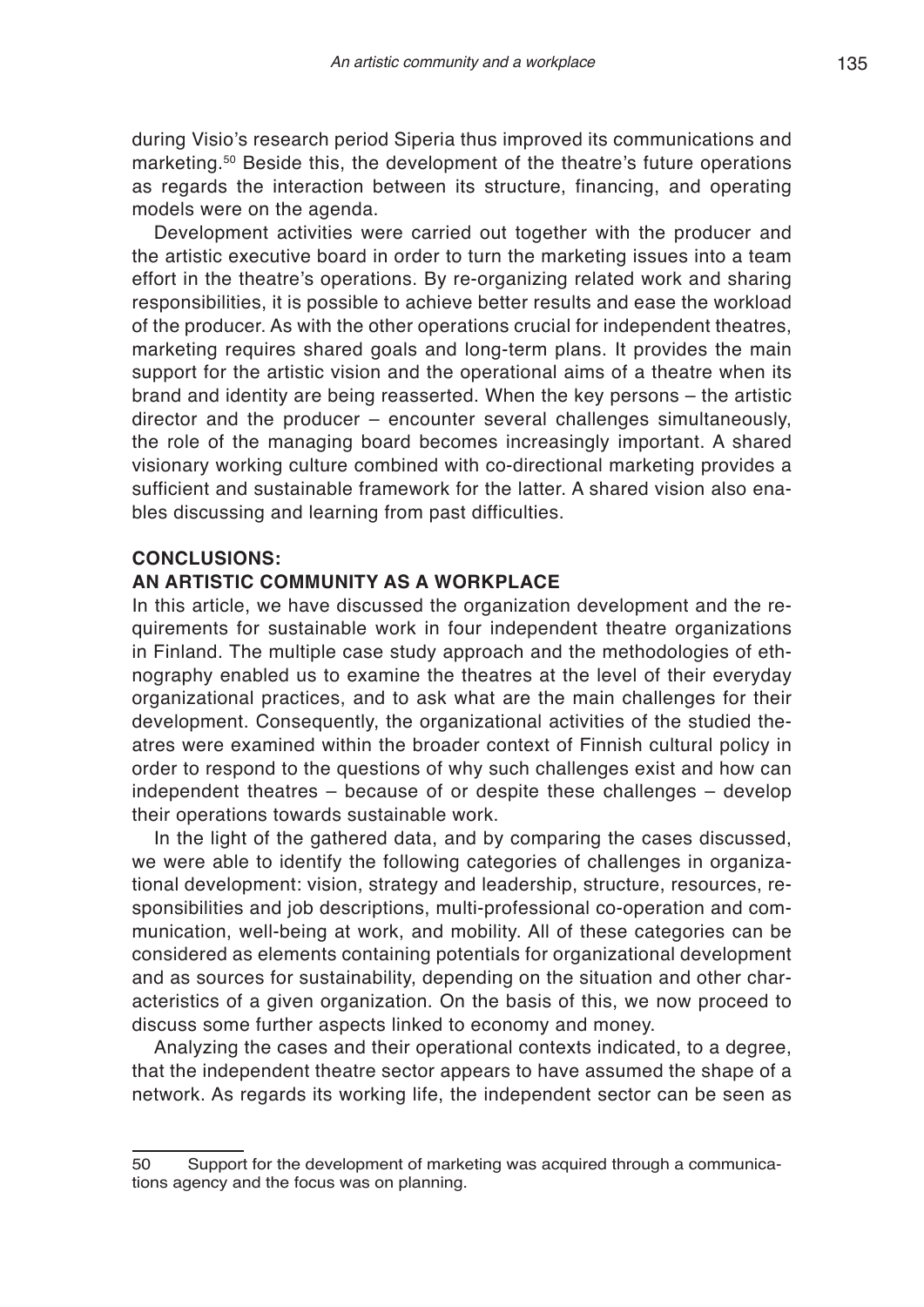during Visio's research period Siperia thus improved its communications and marketing.[50] Beside this, the development of the theatre's future operations as regards the interaction between its structure, financing, and operating models were on the agenda.

Development activities were carried out together with the producer and the artistic executive board in order to turn the marketing issues into a team effort in the theatre's operations. By re-organizing related work and sharing responsibilities, it is possible to achieve better results and ease the workload of the producer. As with the other operations crucial for independent theatres, marketing requires shared goals and long-term plans. It provides the main support for the artistic vision and the operational aims of a theatre when its brand and identity are being reasserted. When the key persons – the artistic director and the producer – encounter several challenges simultaneously, the role of the managing board becomes increasingly important. A shared visionary working culture combined with co-directional marketing provides a sufficient and sustainable framework for the latter. A shared vision also enables discussing and learning from past difficulties.

## CONCLUSIONS: AN ARTISTIC COMMUNITY AS A WORKPLACE

In this article, we have discussed the organization development and the requirements for sustainable work in four independent theatre organizations in Finland. The multiple case study approach and the methodologies of ethnography enabled us to examine the theatres at the level of their everyday organizational practices, and to ask what are the main challenges for their development. Consequently, the organizational activities of the studied theatres were examined within the broader context of Finnish cultural policy in order to respond to the questions of why such challenges exist and how can independent theatres – because of or despite these challenges – develop their operations towards sustainable work.

In the light of the gathered data, and by comparing the cases discussed, we were able to identify the following categories of challenges in organizational development: vision, strategy and leadership, structure, resources, responsibilities and job descriptions, multi-professional co-operation and communication, well-being at work, and mobility. All of these categories can be considered as elements containing potentials for organizational development and as sources for sustainability, depending on the situation and other characteristics of a given organization. On the basis of this, we now proceed to discuss some further aspects linked to economy and money.

Analyzing the cases and their operational contexts indicated, to a degree, that the independent theatre sector appears to have assumed the shape of a network. As regards its working life, the independent sector can be seen as

---

50 Support for the development of marketing was acquired through a communications agency and the focus was on planning.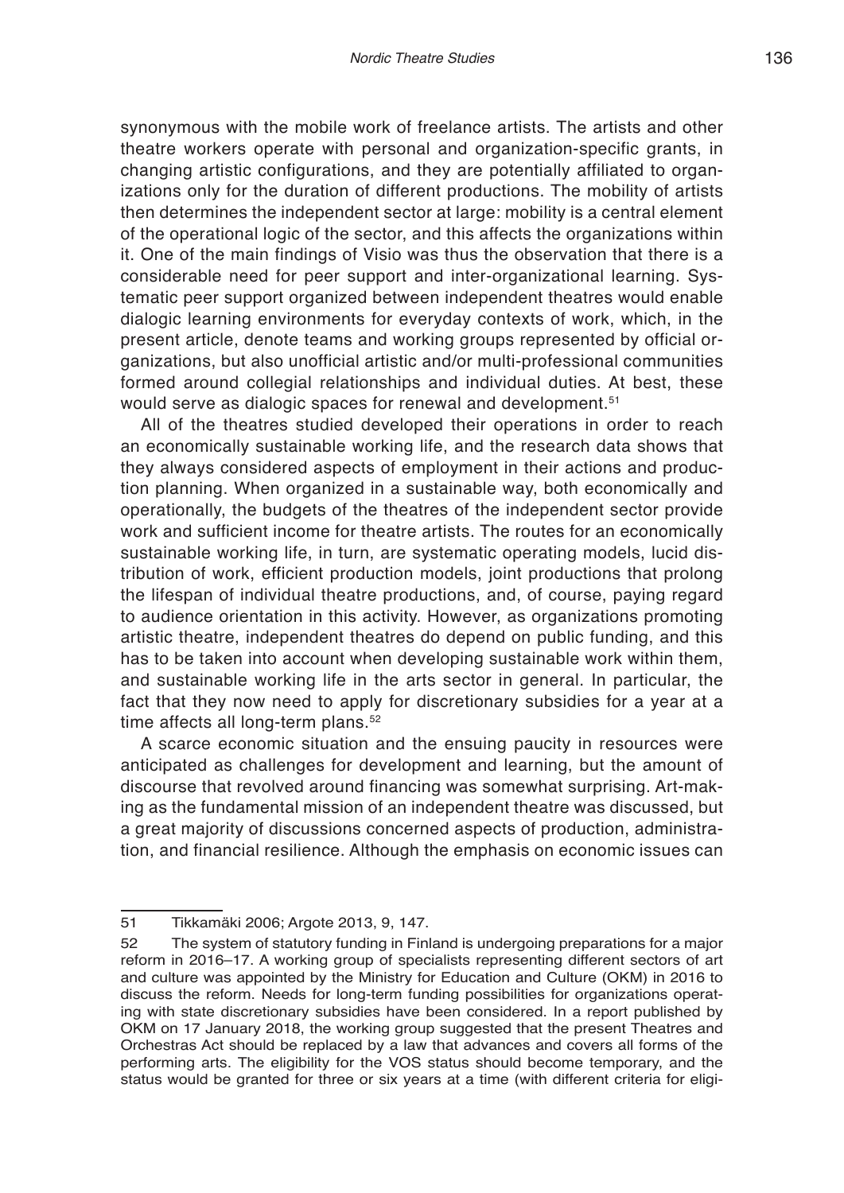synonymous with the mobile work of freelance artists. The artists and other theatre workers operate with personal and organization-specific grants, in changing artistic configurations, and they are potentially affiliated to organizations only for the duration of different productions. The mobility of artists then determines the independent sector at large: mobility is a central element of the operational logic of the sector, and this affects the organizations within it. One of the main findings of Visio was thus the observation that there is a considerable need for peer support and inter-organizational learning. Systematic peer support organized between independent theatres would enable dialogic learning environments for everyday contexts of work, which, in the present article, denote teams and working groups represented by official organizations, but also unofficial artistic and/or multi-professional communities formed around collegial relationships and individual duties. At best, these would serve as dialogic spaces for renewal and development.[51]

All of the theatres studied developed their operations in order to reach an economically sustainable working life, and the research data shows that they always considered aspects of employment in their actions and production planning. When organized in a sustainable way, both economically and operationally, the budgets of the theatres of the independent sector provide work and sufficient income for theatre artists. The routes for an economically sustainable working life, in turn, are systematic operating models, lucid distribution of work, efficient production models, joint productions that prolong the lifespan of individual theatre productions, and, of course, paying regard to audience orientation in this activity. However, as organizations promoting artistic theatre, independent theatres do depend on public funding, and this has to be taken into account when developing sustainable work within them, and sustainable working life in the arts sector in general. In particular, the fact that they now need to apply for discretionary subsidies for a year at a time affects all long-term plans.[52]

A scarce economic situation and the ensuing paucity in resources were anticipated as challenges for development and learning, but the amount of discourse that revolved around financing was somewhat surprising. Art-making as the fundamental mission of an independent theatre was discussed, but a great majority of discussions concerned aspects of production, administration, and financial resilience. Although the emphasis on economic issues can

---

51 Tikkamäki 2006; Argote 2013, 9, 147.

52 The system of statutory funding in Finland is undergoing preparations for a major reform in 2016–17. A working group of specialists representing different sectors of art and culture was appointed by the Ministry for Education and Culture (OKM) in 2016 to discuss the reform. Needs for long-term funding possibilities for organizations operating with state discretionary subsidies have been considered. In a report published by OKM on 17 January 2018, the working group suggested that the present Theatres and Orchestras Act should be replaced by a law that advances and covers all forms of the performing arts. The eligibility for the VOS status should become temporary, and the status would be granted for three or six years at a time (with different criteria for eligi-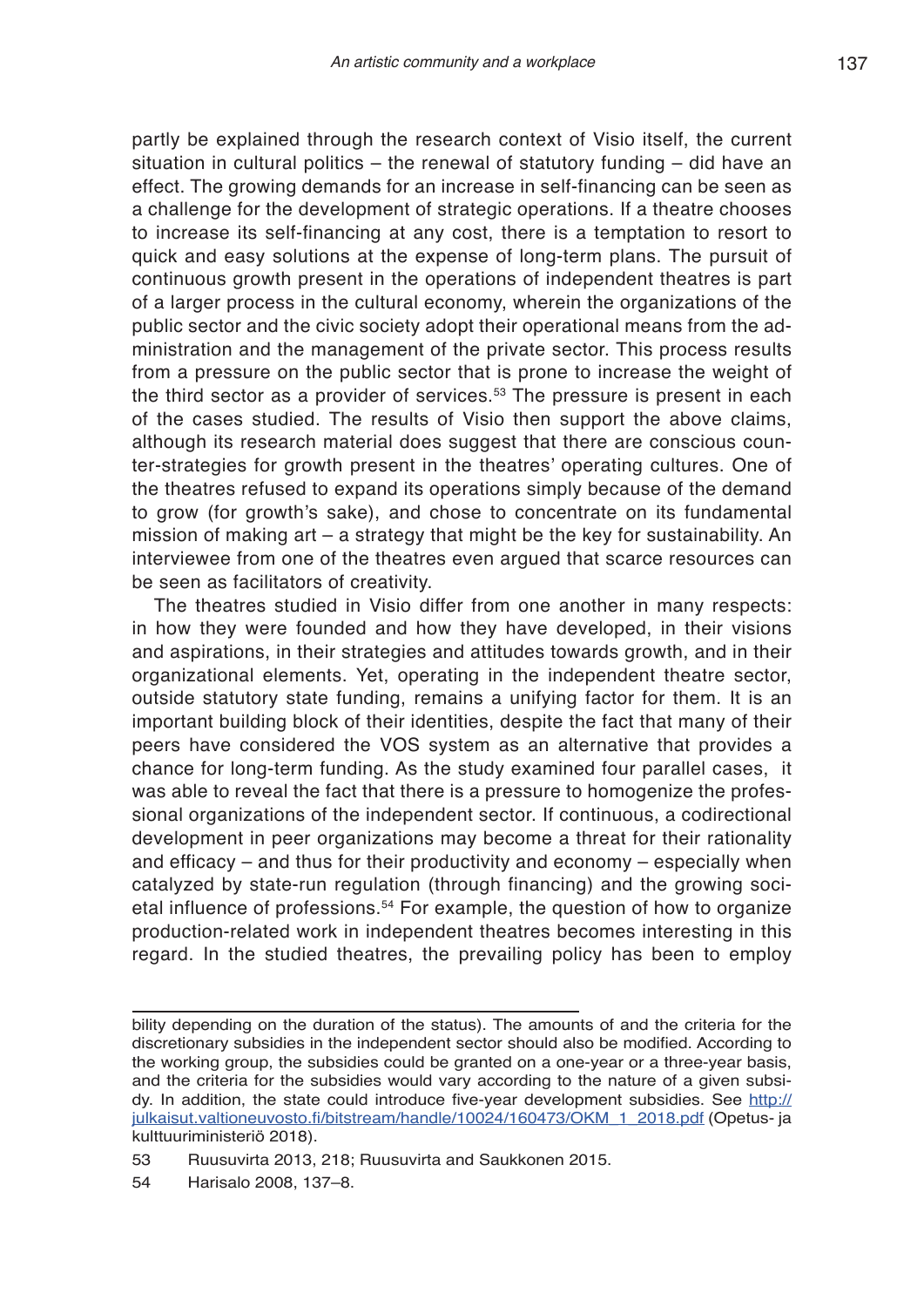partly be explained through the research context of Visio itself, the current situation in cultural politics – the renewal of statutory funding – did have an effect. The growing demands for an increase in self-financing can be seen as a challenge for the development of strategic operations. If a theatre chooses to increase its self-financing at any cost, there is a temptation to resort to quick and easy solutions at the expense of long-term plans. The pursuit of continuous growth present in the operations of independent theatres is part of a larger process in the cultural economy, wherein the organizations of the public sector and the civic society adopt their operational means from the administration and the management of the private sector. This process results from a pressure on the public sector that is prone to increase the weight of the third sector as a provider of services.[53] The pressure is present in each of the cases studied. The results of Visio then support the above claims, although its research material does suggest that there are conscious counter-strategies for growth present in the theatres' operating cultures. One of the theatres refused to expand its operations simply because of the demand to grow (for growth's sake), and chose to concentrate on its fundamental mission of making art – a strategy that might be the key for sustainability. An interviewee from one of the theatres even argued that scarce resources can be seen as facilitators of creativity.

The theatres studied in Visio differ from one another in many respects: in how they were founded and how they have developed, in their visions and aspirations, in their strategies and attitudes towards growth, and in their organizational elements. Yet, operating in the independent theatre sector, outside statutory state funding, remains a unifying factor for them. It is an important building block of their identities, despite the fact that many of their peers have considered the VOS system as an alternative that provides a chance for long-term funding. As the study examined four parallel cases, it was able to reveal the fact that there is a pressure to homogenize the professional organizations of the independent sector. If continuous, a codirectional development in peer organizations may become a threat for their rationality and efficacy – and thus for their productivity and economy – especially when catalyzed by state-run regulation (through financing) and the growing societal influence of professions.[54] For example, the question of how to organize production-related work in independent theatres becomes interesting in this regard. In the studied theatres, the prevailing policy has been to employ

---

bility depending on the duration of the status). The amounts of and the criteria for the discretionary subsidies in the independent sector should also be modified. According to the working group, the subsidies could be granted on a one-year or a three-year basis, and the criteria for the subsidies would vary according to the nature of a given subsidy. In addition, the state could introduce five-year development subsidies. See http://julkaisut.valtioneuvosto.fi/bitstream/handle/10024/160473/OKM_1_2018.pdf (Opetus- ja kulttuuriministeriö 2018).

53 Ruusuvirta 2013, 218; Ruusuvirta and Saukkonen 2015.

54 Harisalo 2008, 137–8.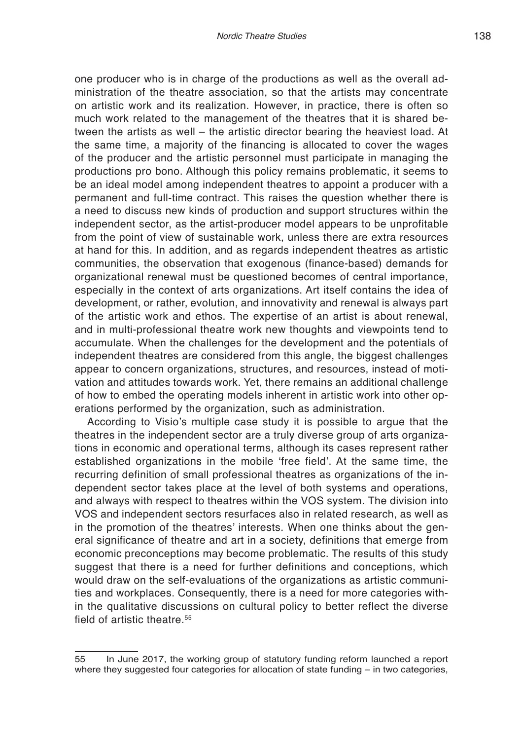one producer who is in charge of the productions as well as the overall administration of the theatre association, so that the artists may concentrate on artistic work and its realization. However, in practice, there is often so much work related to the management of the theatres that it is shared between the artists as well – the artistic director bearing the heaviest load. At the same time, a majority of the financing is allocated to cover the wages of the producer and the artistic personnel must participate in managing the productions pro bono. Although this policy remains problematic, it seems to be an ideal model among independent theatres to appoint a producer with a permanent and full-time contract. This raises the question whether there is a need to discuss new kinds of production and support structures within the independent sector, as the artist-producer model appears to be unprofitable from the point of view of sustainable work, unless there are extra resources at hand for this. In addition, and as regards independent theatres as artistic communities, the observation that exogenous (finance-based) demands for organizational renewal must be questioned becomes of central importance, especially in the context of arts organizations. Art itself contains the idea of development, or rather, evolution, and innovativity and renewal is always part of the artistic work and ethos. The expertise of an artist is about renewal, and in multi-professional theatre work new thoughts and viewpoints tend to accumulate. When the challenges for the development and the potentials of independent theatres are considered from this angle, the biggest challenges appear to concern organizations, structures, and resources, instead of motivation and attitudes towards work. Yet, there remains an additional challenge of how to embed the operating models inherent in artistic work into other operations performed by the organization, such as administration.

According to Visio's multiple case study it is possible to argue that the theatres in the independent sector are a truly diverse group of arts organizations in economic and operational terms, although its cases represent rather established organizations in the mobile 'free field'. At the same time, the recurring definition of small professional theatres as organizations of the independent sector takes place at the level of both systems and operations, and always with respect to theatres within the VOS system. The division into VOS and independent sectors resurfaces also in related research, as well as in the promotion of the theatres' interests. When one thinks about the general significance of theatre and art in a society, definitions that emerge from economic preconceptions may become problematic. The results of this study suggest that there is a need for further definitions and conceptions, which would draw on the self-evaluations of the organizations as artistic communities and workplaces. Consequently, there is a need for more categories within the qualitative discussions on cultural policy to better reflect the diverse field of artistic theatre.[55]

55 In June 2017, the working group of statutory funding reform launched a report where they suggested four categories for allocation of state funding – in two categories,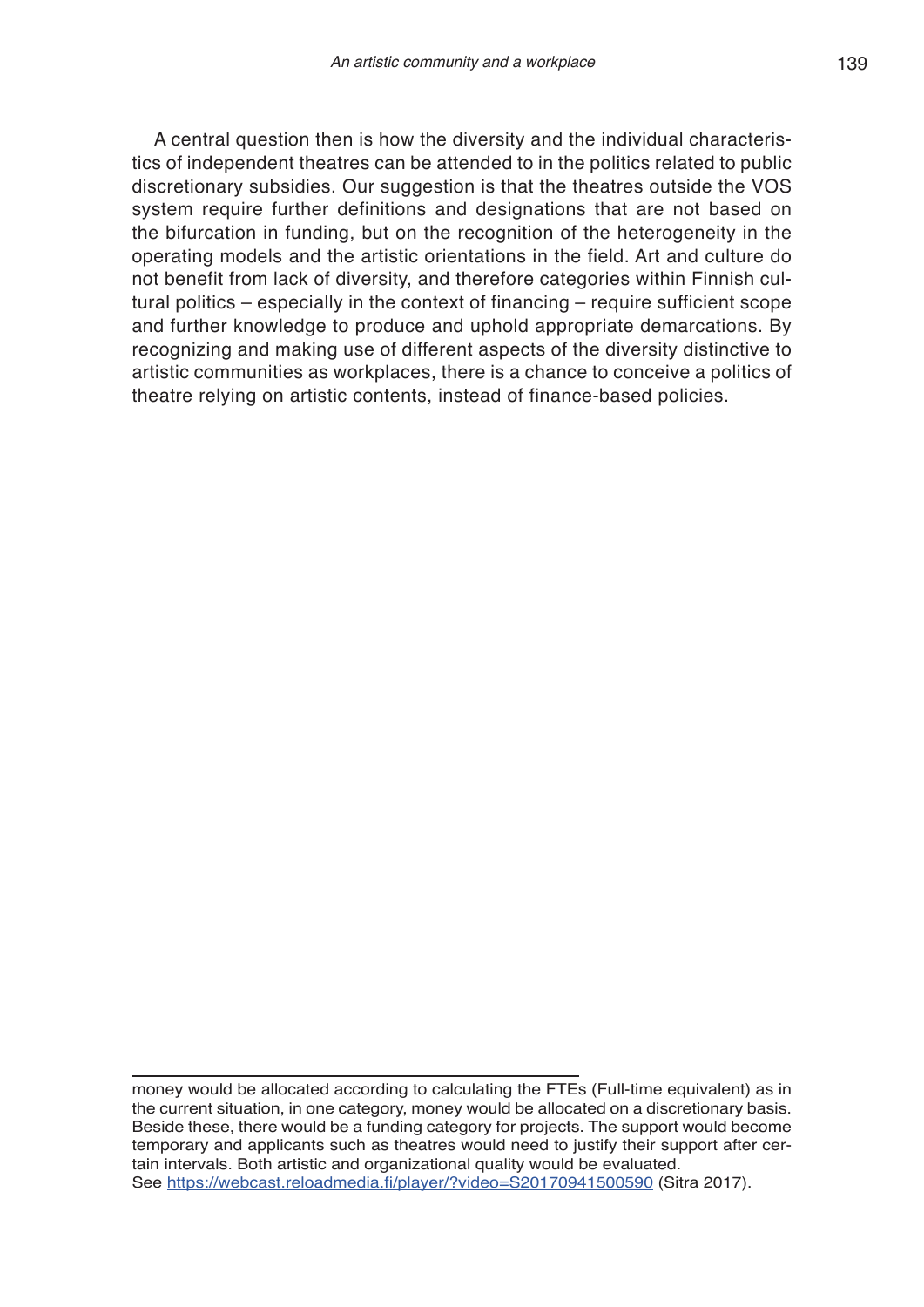A central question then is how the diversity and the individual characteristics of independent theatres can be attended to in the politics related to public discretionary subsidies. Our suggestion is that the theatres outside the VOS system require further definitions and designations that are not based on the bifurcation in funding, but on the recognition of the heterogeneity in the operating models and the artistic orientations in the field. Art and culture do not benefit from lack of diversity, and therefore categories within Finnish cultural politics – especially in the context of financing – require sufficient scope and further knowledge to produce and uphold appropriate demarcations. By recognizing and making use of different aspects of the diversity distinctive to artistic communities as workplaces, there is a chance to conceive a politics of theatre relying on artistic contents, instead of finance-based policies.

---

money would be allocated according to calculating the FTEs (Full-time equivalent) as in the current situation, in one category, money would be allocated on a discretionary basis. Beside these, there would be a funding category for projects. The support would become temporary and applicants such as theatres would need to justify their support after certain intervals. Both artistic and organizational quality would be evaluated. See https://webcast.reloadmedia.fi/player/?video=S20170941500590 (Sitra 2017).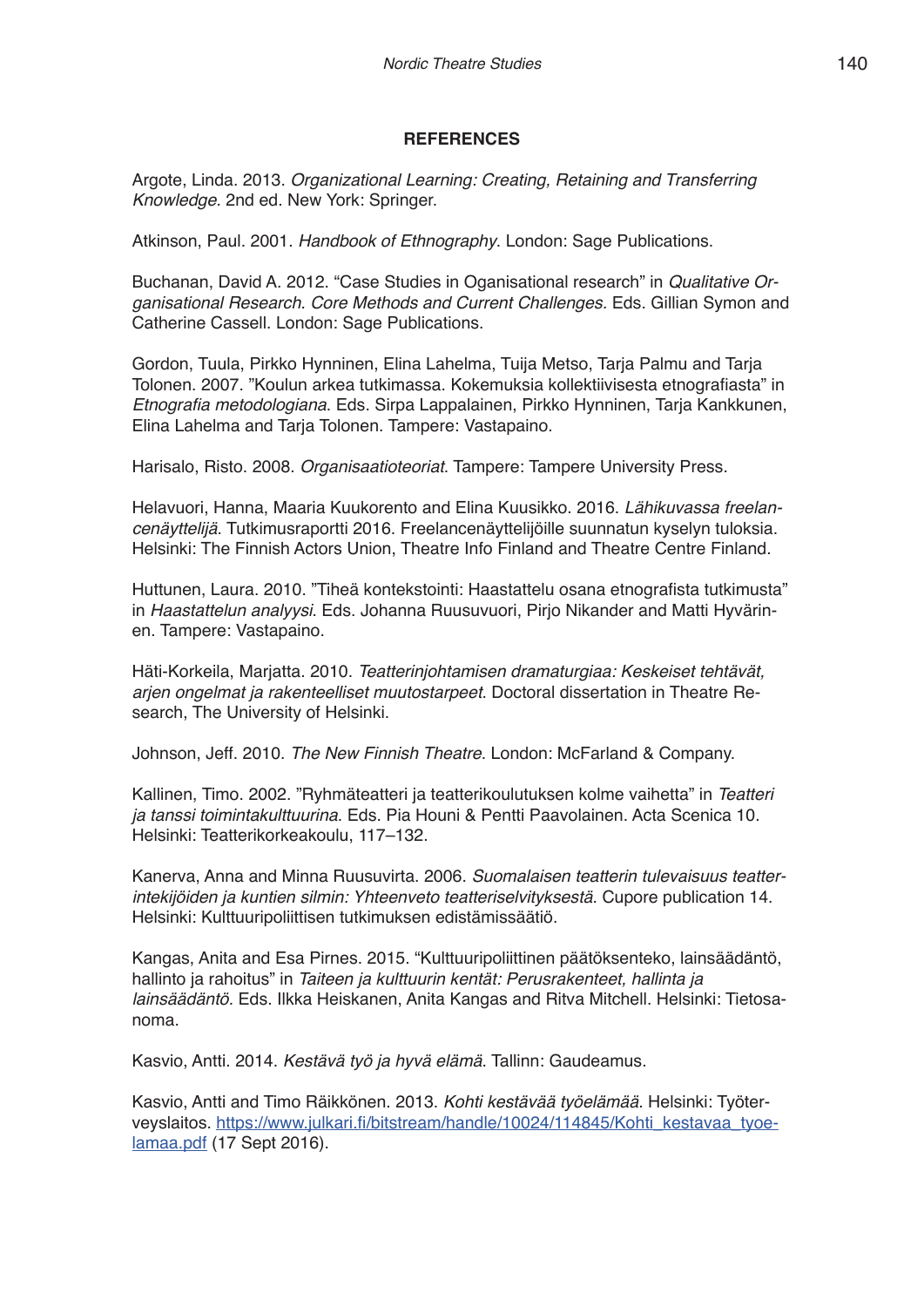## REFERENCES

Argote, Linda. 2013. *Organizational Learning: Creating, Retaining and Transferring Knowledge*. 2nd ed. New York: Springer.

Atkinson, Paul. 2001. *Handbook of Ethnography*. London: Sage Publications.

Buchanan, David A. 2012. “Case Studies in Organisational research” in *Qualitative Organisational Research. Core Methods and Current Challenges.* Eds. Gillian Symon and Catherine Cassell. London: Sage Publications.

Gordon, Tuula, Pirkko Hynninen, Elina Lahelma, Tuija Metso, Tarja Palmu and Tarja Tolonen. 2007. ”Koulun arkea tutkimassa. Kokemuksia kollektiivisesta etnografiasta” in *Etnografia metodologiana*. Eds. Sirpa Lappalainen, Pirkko Hynninen, Tarja Kankkunen, Elina Lahelma and Tarja Tolonen. Tampere: Vastapaino.

Harisalo, Risto. 2008. *Organisaatioteoriat*. Tampere: Tampere University Press.

Helavuori, Hanna, Maaria Kuukorento and Elina Kuusikko. 2016. *Lähikuvassa freelancenäyttelijä*. Tutkimusraportti 2016. Freelancenäyttelijöille suunnatun kyselyn tuloksia. Helsinki: The Finnish Actors Union, Theatre Info Finland and Theatre Centre Finland.

Huttunen, Laura. 2010. ”Tiheä kontekstointi: Haastattelu osana etnografista tutkimusta” in *Haastattelun analyysi*. Eds. Johanna Ruusuvuori, Pirjo Nikander and Matti Hyvärinen. Tampere: Vastapaino.

Häti-Korkeila, Marjatta. 2010. *Teatterinjohtamisen dramaturgiaa: Keskeiset tehtävät, arjen ongelmat ja rakenteelliset muutostarpeet*. Doctoral dissertation in Theatre Research, The University of Helsinki.

Johnson, Jeff. 2010. *The New Finnish Theatre*. London: McFarland & Company.

Kallinen, Timo. 2002. ”Ryhmäteatteri ja teatterikoulutuksen kolme vaihetta” in *Teatteri ja tanssi toimintakulttuurina*. Eds. Pia Houni & Pentti Paavolainen. Acta Scenica 10. Helsinki: Teatterikorkeakoulu, 117–132.

Kanerva, Anna and Minna Ruusuvirta. 2006. *Suomalaisen teatterin tulevaisuus teatterintekijöiden ja kuntien silmin: Yhteenveto teatteriselvityksestä*. Cupore publication 14. Helsinki: Kulttuuripoliittisen tutkimuksen edistämissäätiö.

Kangas, Anita and Esa Pirnes. 2015. “Kulttuuripoliittinen päätöksenteko, lainsäädäntö, hallinto ja rahoitus” in *Taiteen ja kulttuurin kentät: Perusrakenteet, hallinta ja lainsäädäntö*. Eds. Ilkka Heiskanen, Anita Kangas and Ritva Mitchell. Helsinki: Tietosanoma.

Kasvio, Antti. 2014. *Kestävä työ ja hyvä elämä*. Tallinn: Gaudeamus.

Kasvio, Antti and Timo Räikkönen. 2013. *Kohti kestävää työelämää*. Helsinki: Työterveyslaitos. https://www.julkari.fi/bitstream/handle/10024/114845/Kohti_kestavaa_tyoelamaa.pdf (17 Sept 2016).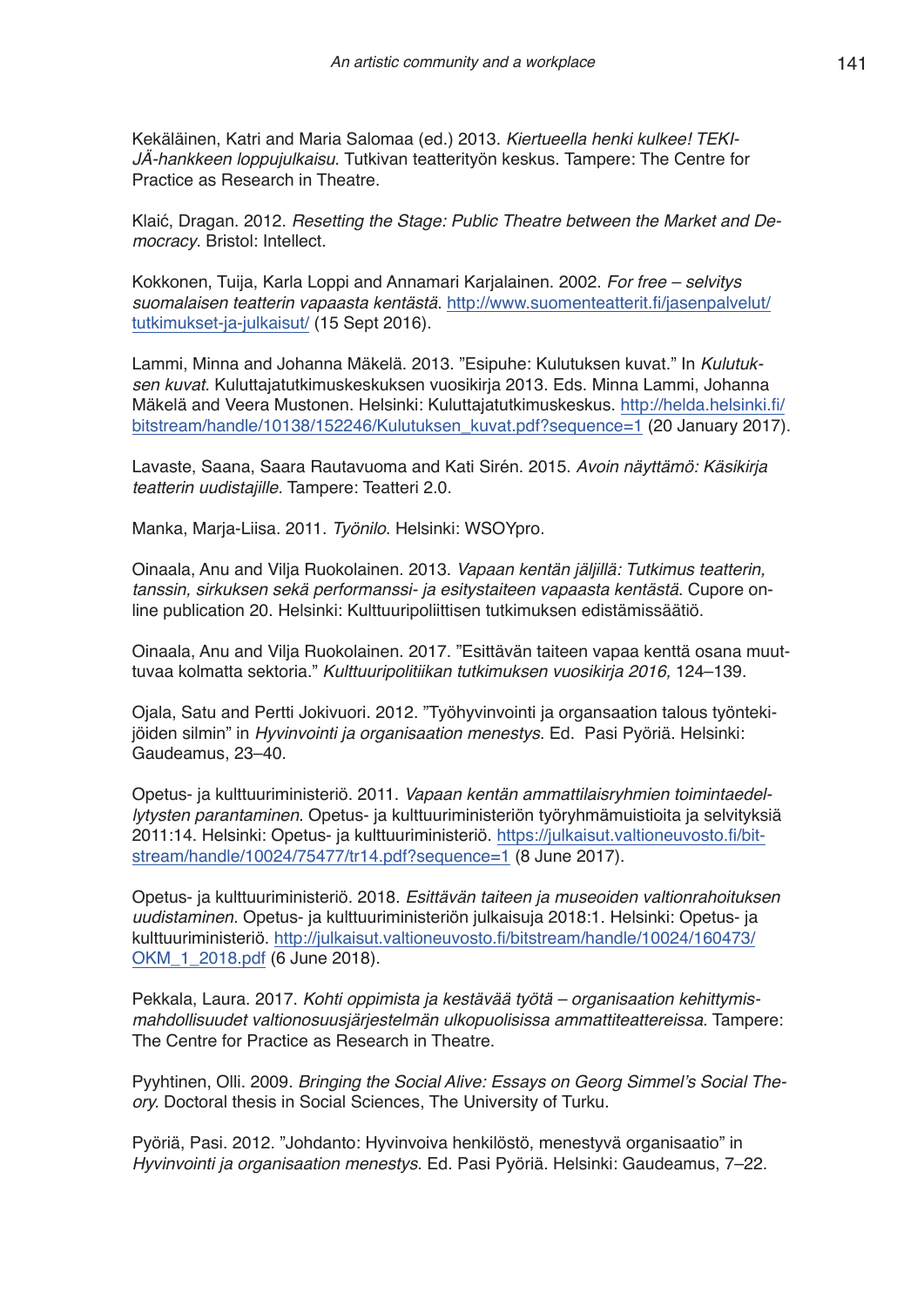Kekäläinen, Katri and Maria Salomaa (ed.) 2013. *Kiertueella henki kulkee! TEKIJÄ-hankkeen loppujulkaisu*. Tutkivan teatterityön keskus. Tampere: The Centre for Practice as Research in Theatre.

Klaić, Dragan. 2012. *Resetting the Stage: Public Theatre between the Market and Democracy*. Bristol: Intellect.

Kokkonen, Tuija, Karla Loppi and Annamari Karjalainen. 2002. *For free – selvitys suomalaisen teatterin vapaasta kentästä*. http://www.suomenteatterit.fi/jasenpalvelut/tutkimukset-ja-julkaisut/ (15 Sept 2016).

Lammi, Minna and Johanna Mäkelä. 2013. "Esipuhe: Kulutuksen kuvat." In *Kulutuksen kuvat.* Kuluttajatutkimuskeskuksen vuosikirja 2013. Eds. Minna Lammi, Johanna Mäkelä and Veera Mustonen. Helsinki: Kuluttajatutkimuskeskus. http://helda.helsinki.fi/bitstream/handle/10138/152246/Kulutuksen_kuvat.pdf?sequence=1 (20 January 2017).

Lavaste, Saana, Saara Rautavuoma and Kati Sirén. 2015. *Avoin näyttämö: Käsikirja teatterin uudistajille.* Tampere: Teatteri 2.0.

Manka, Marja-Liisa. 2011. *Työnilo*. Helsinki: WSOYpro.

Oinaala, Anu and Vilja Ruokolainen. 2013. *Vapaan kentän jäljillä: Tutkimus teatterin, tanssin, sirkuksen sekä performanssi- ja esitystaiteen vapaasta kentästä*. Cupore online publication 20. Helsinki: Kulttuuripoliittisen tutkimuksen edistämissäätiö.

Oinaala, Anu and Vilja Ruokolainen. 2017. "Esittävän taiteen vapaa kenttä osana muuttuvaa kolmatta sektoria." *Kulttuuripolitiikan tutkimuksen vuosikirja 2016,* 124–139.

Ojala, Satu and Pertti Jokivuori. 2012. "Työhyvinvointi ja organsaation talous työntekijöiden silmin" in *Hyvinvointi ja organisaation menestys*. Ed. Pasi Pyöriä. Helsinki: Gaudeamus, 23–40.

Opetus- ja kulttuuriministeriö. 2011. *Vapaan kentän ammattilaisryhmien toimintaedellytysten parantaminen*. Opetus- ja kulttuuriministeriön työryhmämuistioita ja selvityksiä 2011:14. Helsinki: Opetus- ja kulttuuriministeriö. https://julkaisut.valtioneuvosto.fi/bitstream/handle/10024/75477/tr14.pdf?sequence=1 (8 June 2017).

Opetus- ja kulttuuriministeriö. 2018. *Esittävän taiteen ja museoiden valtionrahoituksen uudistaminen.* Opetus- ja kulttuuriministeriön julkaisuja 2018:1. Helsinki: Opetus- ja kulttuuriministeriö. http://julkaisut.valtioneuvosto.fi/bitstream/handle/10024/160473/OKM_1_2018.pdf (6 June 2018).

Pekkala, Laura. 2017. *Kohti oppimista ja kestävää työtä – organisaation kehittymismahdollisuudet valtionosuusjärjestelmän ulkopuolisissa ammattiteattereissa.* Tampere: The Centre for Practice as Research in Theatre.

Pyyhtinen, Olli. 2009. *Bringing the Social Alive: Essays on Georg Simmel's Social Theory.* Doctoral thesis in Social Sciences, The University of Turku.

Pyöriä, Pasi. 2012. "Johdanto: Hyvinvoiva henkilöstö, menestyvä organisaatio" in *Hyvinvointi ja organisaation menestys*. Ed. Pasi Pyöriä. Helsinki: Gaudeamus, 7–22.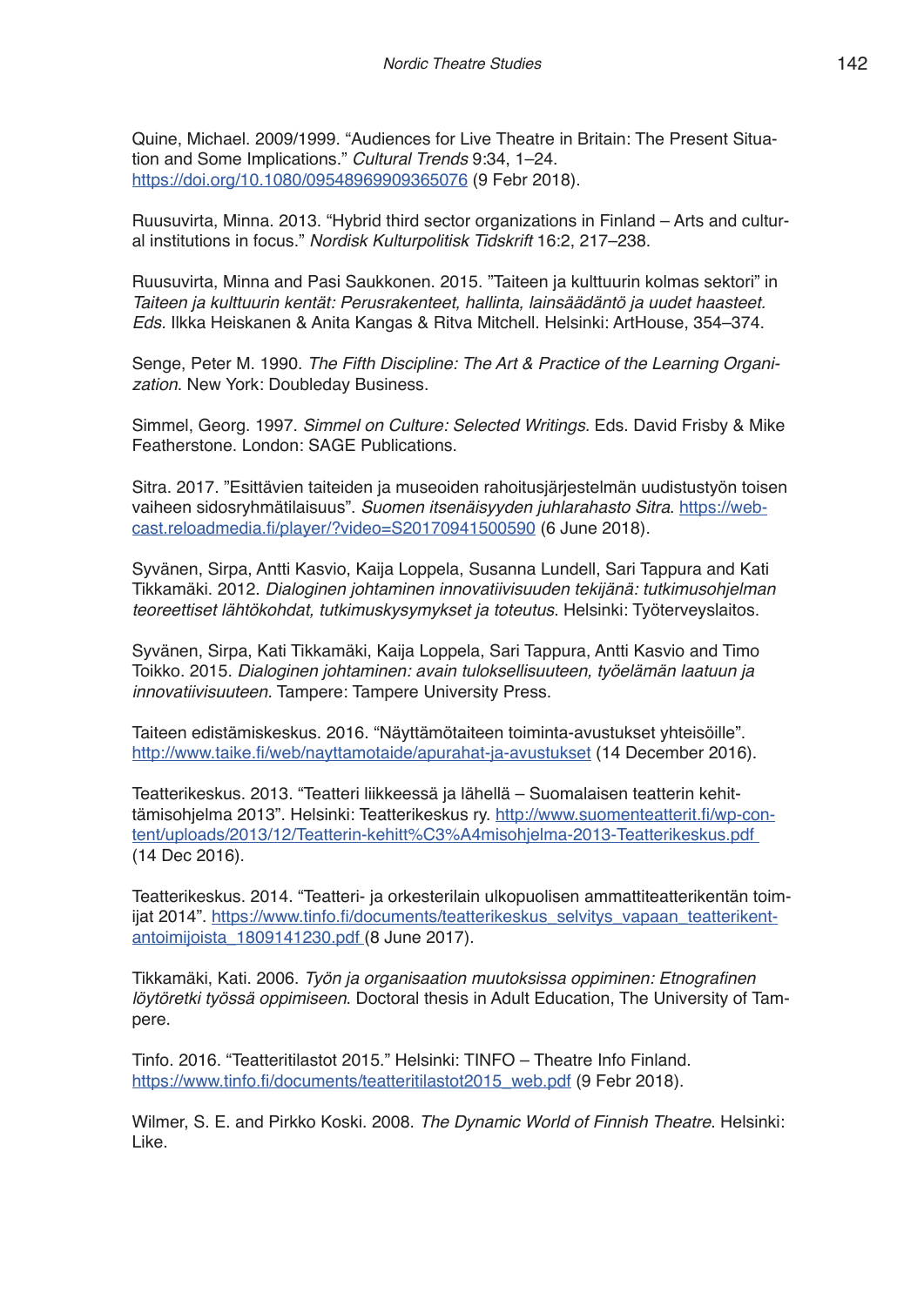Quine, Michael. 2009/1999. "Audiences for Live Theatre in Britain: The Present Situation and Some Implications." *Cultural Trends* 9:34, 1–24. https://doi.org/10.1080/09548969909365076 (9 Febr 2018).

Ruusuvirta, Minna. 2013. "Hybrid third sector organizations in Finland – Arts and cultural institutions in focus." *Nordisk Kulturpolitisk Tidskrift* 16:2, 217–238.

Ruusuvirta, Minna and Pasi Saukkonen. 2015. "Taiteen ja kulttuurin kolmas sektori" in *Taiteen ja kulttuurin kentät: Perusrakenteet, hallinta, lainsäädäntö ja uudet haasteet. Eds.* Ilkka Heiskanen & Anita Kangas & Ritva Mitchell. Helsinki: ArtHouse, 354–374.

Senge, Peter M. 1990. *The Fifth Discipline: The Art & Practice of the Learning Organization*. New York: Doubleday Business.

Simmel, Georg. 1997. *Simmel on Culture: Selected Writings*. Eds. David Frisby & Mike Featherstone. London: SAGE Publications.

Sitra. 2017. "Esittävien taiteiden ja museoiden rahoitusjärjestelmän uudistustyön toisen vaiheen sidosryhmätilaisuus". *Suomen itsenäisyyden juhlarahasto Sitra*. https://webcast.reloadmedia.fi/player/?video=S20170941500590 (6 June 2018).

Syvänen, Sirpa, Antti Kasvio, Kaija Loppela, Susanna Lundell, Sari Tappura and Kati Tikkamäki. 2012. *Dialoginen johtaminen innovatiivisuuden tekijänä: tutkimusohjelman teoreettiset lähtökohdat, tutkimuskysymykset ja toteutus*. Helsinki: Työterveyslaitos.

Syvänen, Sirpa, Kati Tikkamäki, Kaija Loppela, Sari Tappura, Antti Kasvio and Timo Toikko. 2015. *Dialoginen johtaminen: avain tuloksellisuuteen, työelämän laatuun ja innovatiivisuuteen.* Tampere: Tampere University Press.

Taiteen edistämiskeskus. 2016. "Näyttämötaiteen toiminta-avustukset yhteisöille". http://www.taike.fi/web/nayttamotaide/apurahat-ja-avustukset (14 December 2016).

Teatterikeskus. 2013. "Teatteri liikkeessä ja lähellä – Suomalaisen teatterin kehittämisohjelma 2013". Helsinki: Teatterikeskus ry. http://www.suomenteatterit.fi/wp-content/uploads/2013/12/Teatterin-kehitt%C3%A4misohjelma-2013-Teatterikeskus.pdf (14 Dec 2016).

Teatterikeskus. 2014. "Teatteri- ja orkesterilain ulkopuolisen ammattiteatterikentän toimijat 2014". https://www.tinfo.fi/documents/teatterikeskus_selvitys_vapaan_teatterikentantoimijoista_1809141230.pdf (8 June 2017).

Tikkamäki, Kati. 2006. *Työn ja organisaation muutoksissa oppiminen: Etnografinen löytöretki työssä oppimiseen*. Doctoral thesis in Adult Education, The University of Tampere.

Tinfo. 2016. "Teatteritilastot 2015." Helsinki: TINFO – Theatre Info Finland. https://www.tinfo.fi/documents/teatteritilastot2015_web.pdf (9 Febr 2018).

Wilmer, S. E. and Pirkko Koski. 2008. *The Dynamic World of Finnish Theatre*. Helsinki: Like.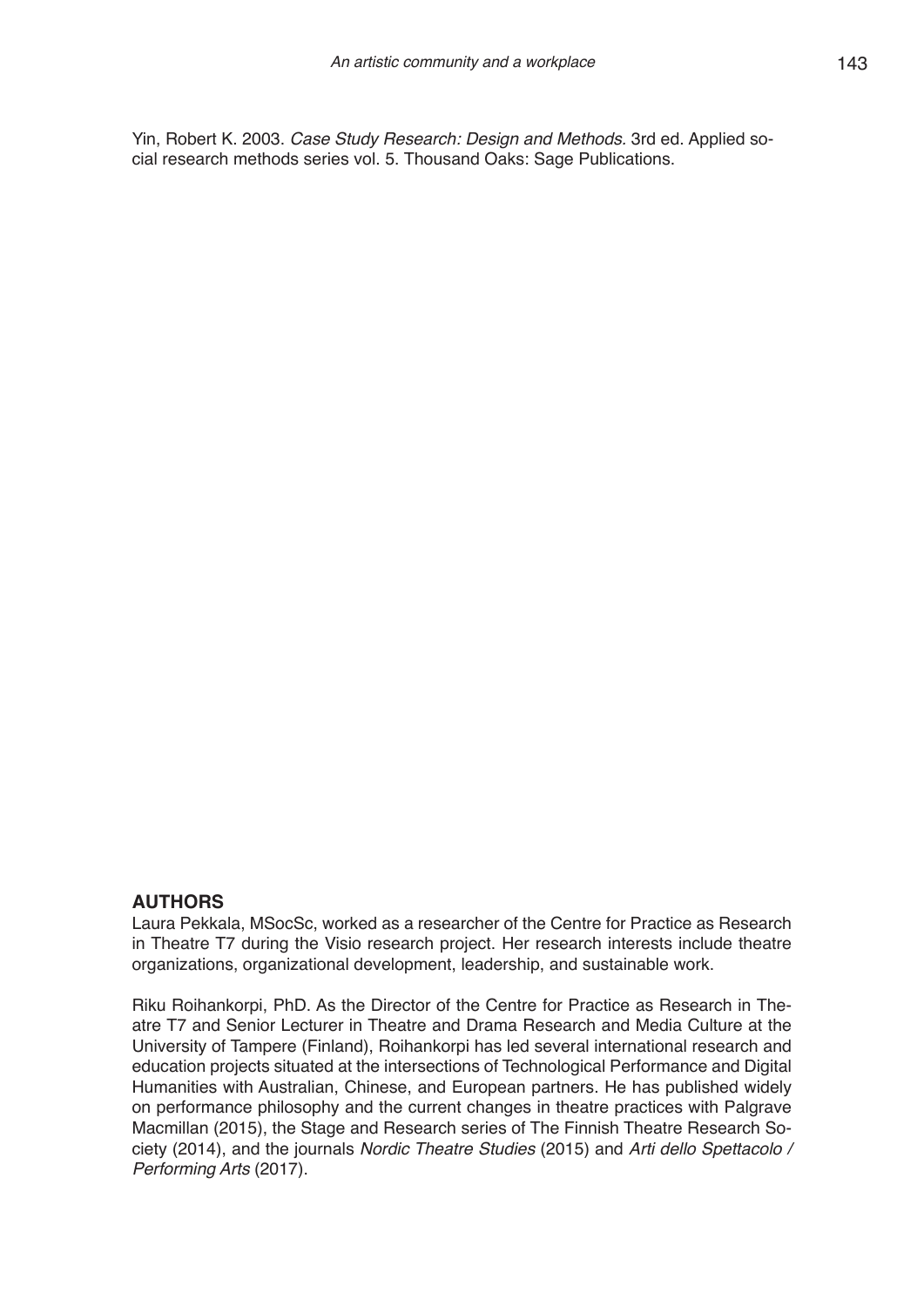Yin, Robert K. 2003. *Case Study Research: Design and Methods.* 3rd ed. Applied social research methods series vol. 5. Thousand Oaks: Sage Publications.

## AUTHORS

Laura Pekkala, MSocSc, worked as a researcher of the Centre for Practice as Research in Theatre T7 during the Visio research project. Her research interests include theatre organizations, organizational development, leadership, and sustainable work.

Riku Roihankorpi, PhD. As the Director of the Centre for Practice as Research in Theatre T7 and Senior Lecturer in Theatre and Drama Research and Media Culture at the University of Tampere (Finland), Roihankorpi has led several international research and education projects situated at the intersections of Technological Performance and Digital Humanities with Australian, Chinese, and European partners. He has published widely on performance philosophy and the current changes in theatre practices with Palgrave Macmillan (2015), the Stage and Research series of The Finnish Theatre Research Society (2014), and the journals *Nordic Theatre Studies* (2015) and *Arti dello Spettacolo / Performing Arts* (2017).